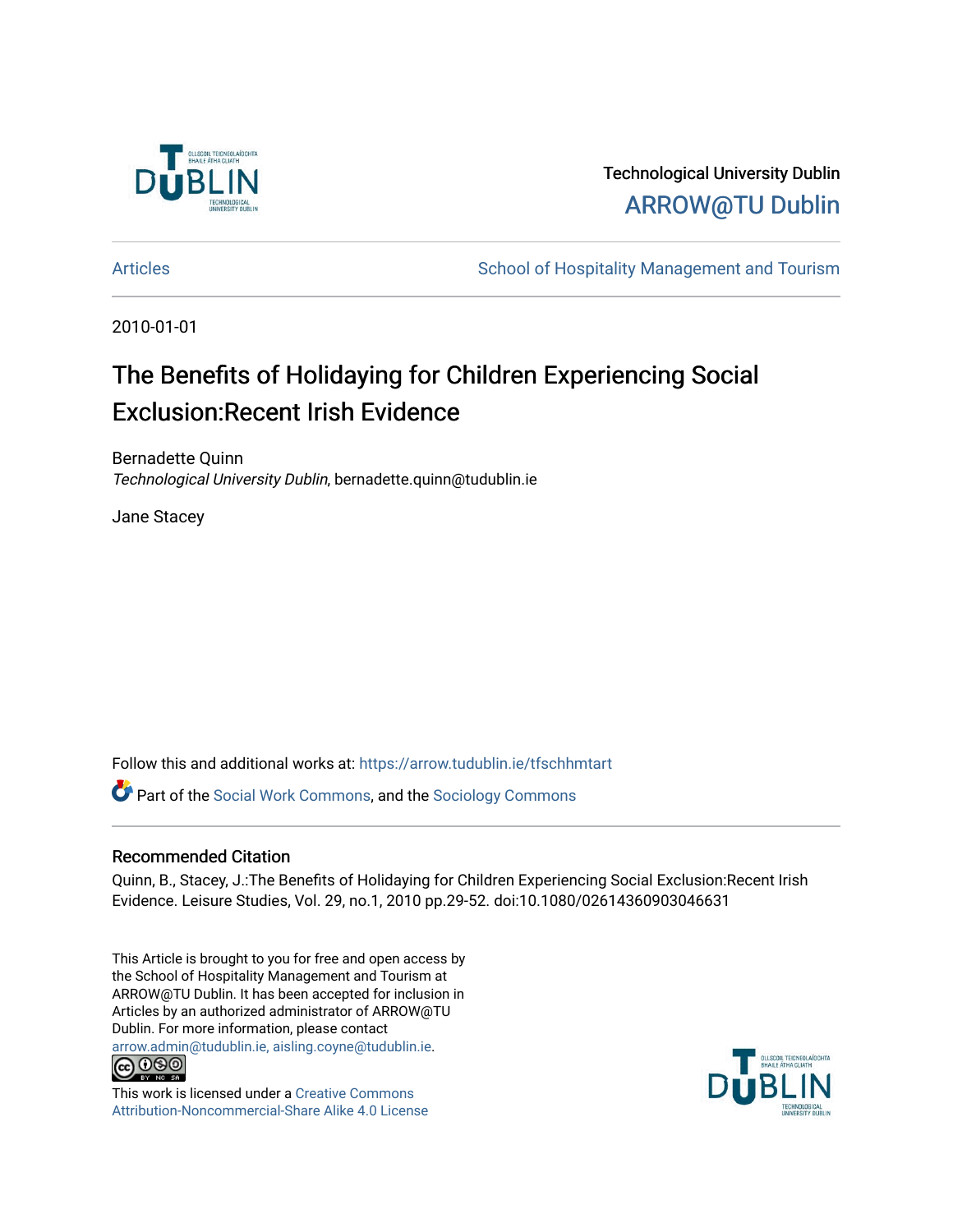Technological University Dublin

ARROW@TU Dublin

Articles | School of Hospitality Management and Tourism

2010-01-01

# The Benefits of Holidaying for Children Experiencing Social Exclusion:Recent Irish Evidence

Bernadette Quinn
*Technological University Dublin*, bernadette.quinn@tudublin.ie

Jane Stacey

Follow this and additional works at: https://arrow.tudublin.ie/tfschhmtart

Part of the Social Work Commons, and the Sociology Commons

## Recommended Citation

Quinn, B., Stacey, J.:The Benefits of Holidaying for Children Experiencing Social Exclusion:Recent Irish Evidence. Leisure Studies, Vol. 29, no.1, 2010 pp.29-52. doi:10.1080/02614360903046631

This Article is brought to you for free and open access by the School of Hospitality Management and Tourism at ARROW@TU Dublin. It has been accepted for inclusion in Articles by an authorized administrator of ARROW@TU Dublin. For more information, please contact arrow.admin@tudublin.ie, aisling.coyne@tudublin.ie.

This work is licensed under a Creative Commons Attribution-Noncommercial-Share Alike 4.0 License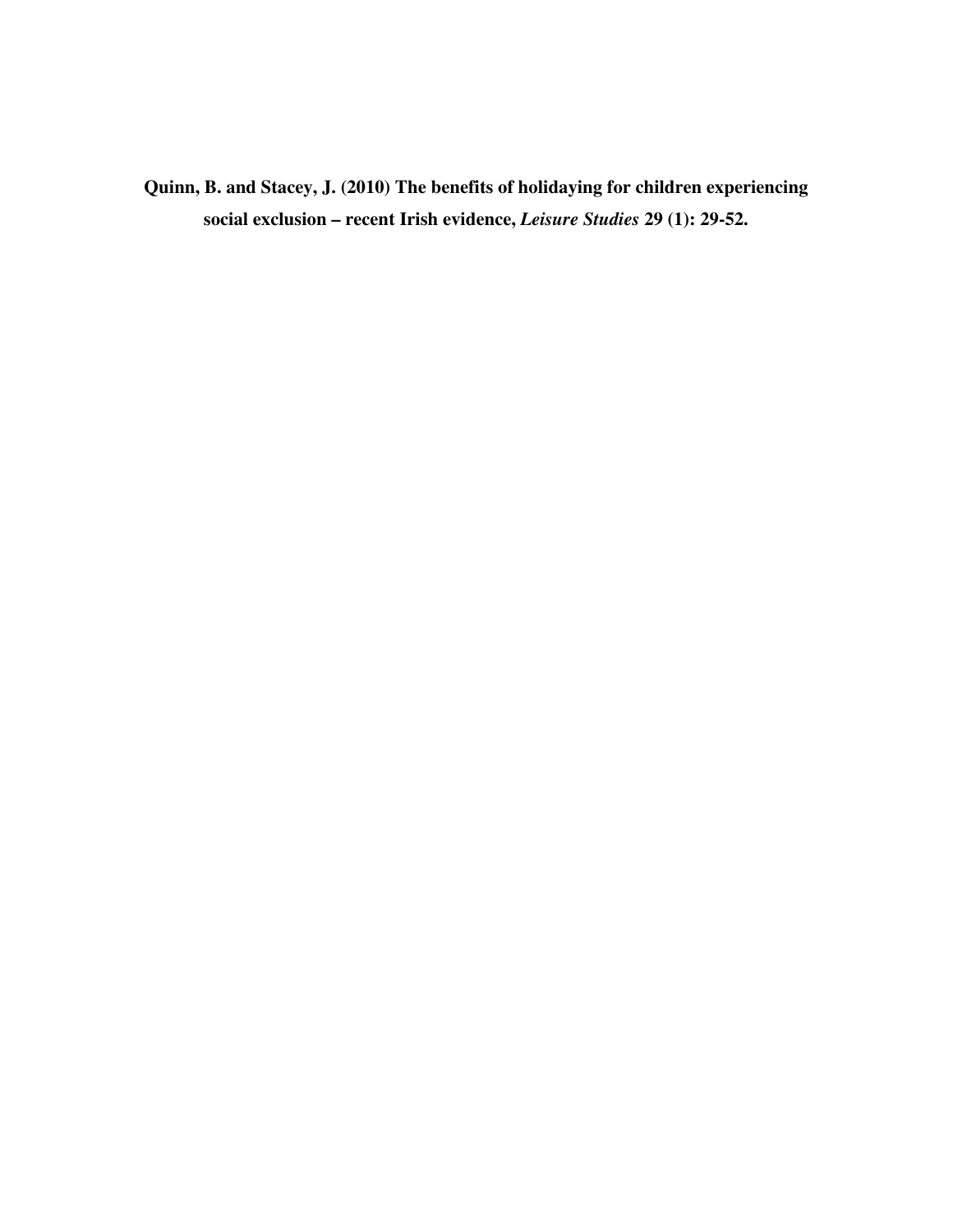**Quinn, B. and Stacey, J. (2010) The benefits of holidaying for children experiencing social exclusion – recent Irish evidence, *Leisure Studies* 29 (1): 29-52.**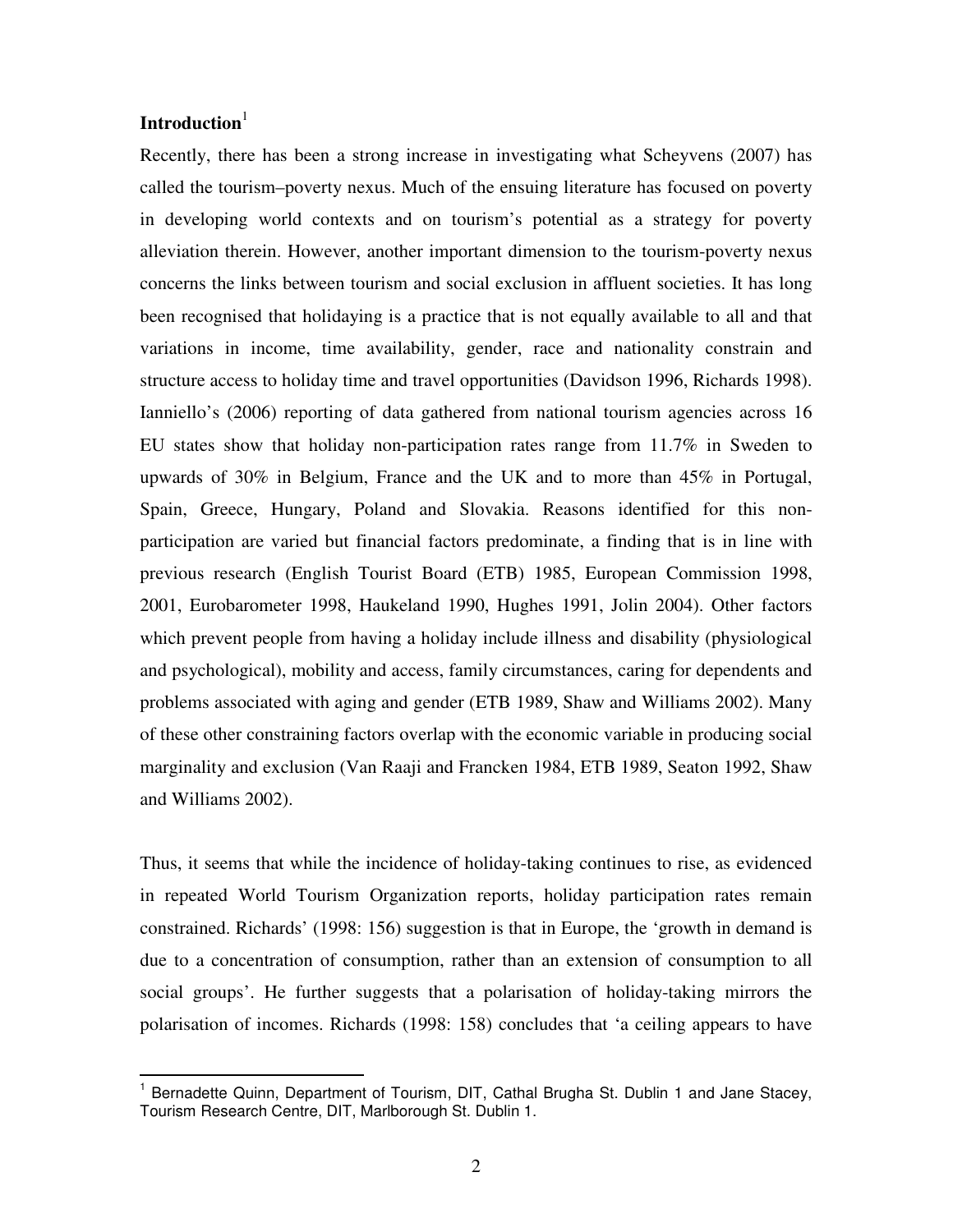## Introduction[1]

Recently, there has been a strong increase in investigating what Scheyvens (2007) has called the tourism–poverty nexus. Much of the ensuing literature has focused on poverty in developing world contexts and on tourism's potential as a strategy for poverty alleviation therein. However, another important dimension to the tourism-poverty nexus concerns the links between tourism and social exclusion in affluent societies. It has long been recognised that holidaying is a practice that is not equally available to all and that variations in income, time availability, gender, race and nationality constrain and structure access to holiday time and travel opportunities (Davidson 1996, Richards 1998). Ianniello's (2006) reporting of data gathered from national tourism agencies across 16 EU states show that holiday non-participation rates range from 11.7% in Sweden to upwards of 30% in Belgium, France and the UK and to more than 45% in Portugal, Spain, Greece, Hungary, Poland and Slovakia. Reasons identified for this non-participation are varied but financial factors predominate, a finding that is in line with previous research (English Tourist Board (ETB) 1985, European Commission 1998, 2001, Eurobarometer 1998, Haukeland 1990, Hughes 1991, Jolin 2004). Other factors which prevent people from having a holiday include illness and disability (physiological and psychological), mobility and access, family circumstances, caring for dependents and problems associated with aging and gender (ETB 1989, Shaw and Williams 2002). Many of these other constraining factors overlap with the economic variable in producing social marginality and exclusion (Van Raaji and Francken 1984, ETB 1989, Seaton 1992, Shaw and Williams 2002).

Thus, it seems that while the incidence of holiday-taking continues to rise, as evidenced in repeated World Tourism Organization reports, holiday participation rates remain constrained. Richards' (1998: 156) suggestion is that in Europe, the 'growth in demand is due to a concentration of consumption, rather than an extension of consumption to all social groups'. He further suggests that a polarisation of holiday-taking mirrors the polarisation of incomes. Richards (1998: 158) concludes that 'a ceiling appears to have

[1] Bernadette Quinn, Department of Tourism, DIT, Cathal Brugha St. Dublin 1 and Jane Stacey, Tourism Research Centre, DIT, Marlborough St. Dublin 1.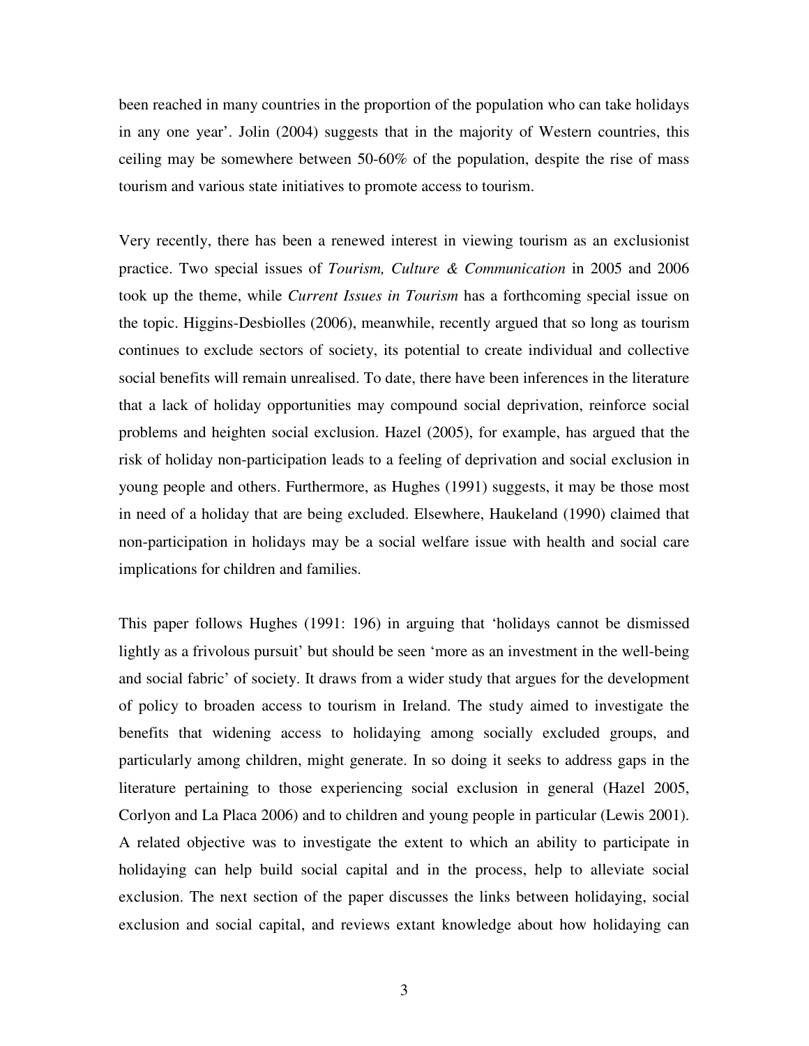been reached in many countries in the proportion of the population who can take holidays in any one year'. Jolin (2004) suggests that in the majority of Western countries, this ceiling may be somewhere between 50-60% of the population, despite the rise of mass tourism and various state initiatives to promote access to tourism.

Very recently, there has been a renewed interest in viewing tourism as an exclusionist practice. Two special issues of *Tourism, Culture & Communication* in 2005 and 2006 took up the theme, while *Current Issues in Tourism* has a forthcoming special issue on the topic. Higgins-Desbiolles (2006), meanwhile, recently argued that so long as tourism continues to exclude sectors of society, its potential to create individual and collective social benefits will remain unrealised. To date, there have been inferences in the literature that a lack of holiday opportunities may compound social deprivation, reinforce social problems and heighten social exclusion. Hazel (2005), for example, has argued that the risk of holiday non-participation leads to a feeling of deprivation and social exclusion in young people and others. Furthermore, as Hughes (1991) suggests, it may be those most in need of a holiday that are being excluded. Elsewhere, Haukeland (1990) claimed that non-participation in holidays may be a social welfare issue with health and social care implications for children and families.

This paper follows Hughes (1991: 196) in arguing that 'holidays cannot be dismissed lightly as a frivolous pursuit' but should be seen 'more as an investment in the well-being and social fabric' of society. It draws from a wider study that argues for the development of policy to broaden access to tourism in Ireland. The study aimed to investigate the benefits that widening access to holidaying among socially excluded groups, and particularly among children, might generate. In so doing it seeks to address gaps in the literature pertaining to those experiencing social exclusion in general (Hazel 2005, Corlyon and La Placa 2006) and to children and young people in particular (Lewis 2001). A related objective was to investigate the extent to which an ability to participate in holidaying can help build social capital and in the process, help to alleviate social exclusion. The next section of the paper discusses the links between holidaying, social exclusion and social capital, and reviews extant knowledge about how holidaying can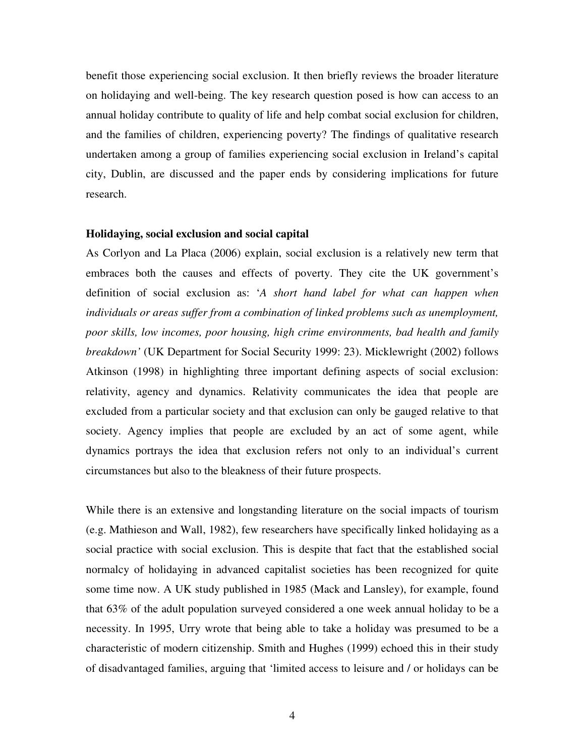benefit those experiencing social exclusion. It then briefly reviews the broader literature on holidaying and well-being. The key research question posed is how can access to an annual holiday contribute to quality of life and help combat social exclusion for children, and the families of children, experiencing poverty? The findings of qualitative research undertaken among a group of families experiencing social exclusion in Ireland's capital city, Dublin, are discussed and the paper ends by considering implications for future research.

**Holidaying, social exclusion and social capital**

As Corlyon and La Placa (2006) explain, social exclusion is a relatively new term that embraces both the causes and effects of poverty. They cite the UK government's definition of social exclusion as: '*A short hand label for what can happen when individuals or areas suffer from a combination of linked problems such as unemployment, poor skills, low incomes, poor housing, high crime environments, bad health and family breakdown'* (UK Department for Social Security 1999: 23). Micklewright (2002) follows Atkinson (1998) in highlighting three important defining aspects of social exclusion: relativity, agency and dynamics. Relativity communicates the idea that people are excluded from a particular society and that exclusion can only be gauged relative to that society. Agency implies that people are excluded by an act of some agent, while dynamics portrays the idea that exclusion refers not only to an individual's current circumstances but also to the bleakness of their future prospects.

While there is an extensive and longstanding literature on the social impacts of tourism (e.g. Mathieson and Wall, 1982), few researchers have specifically linked holidaying as a social practice with social exclusion. This is despite that fact that the established social normalcy of holidaying in advanced capitalist societies has been recognized for quite some time now. A UK study published in 1985 (Mack and Lansley), for example, found that 63% of the adult population surveyed considered a one week annual holiday to be a necessity. In 1995, Urry wrote that being able to take a holiday was presumed to be a characteristic of modern citizenship. Smith and Hughes (1999) echoed this in their study of disadvantaged families, arguing that 'limited access to leisure and / or holidays can be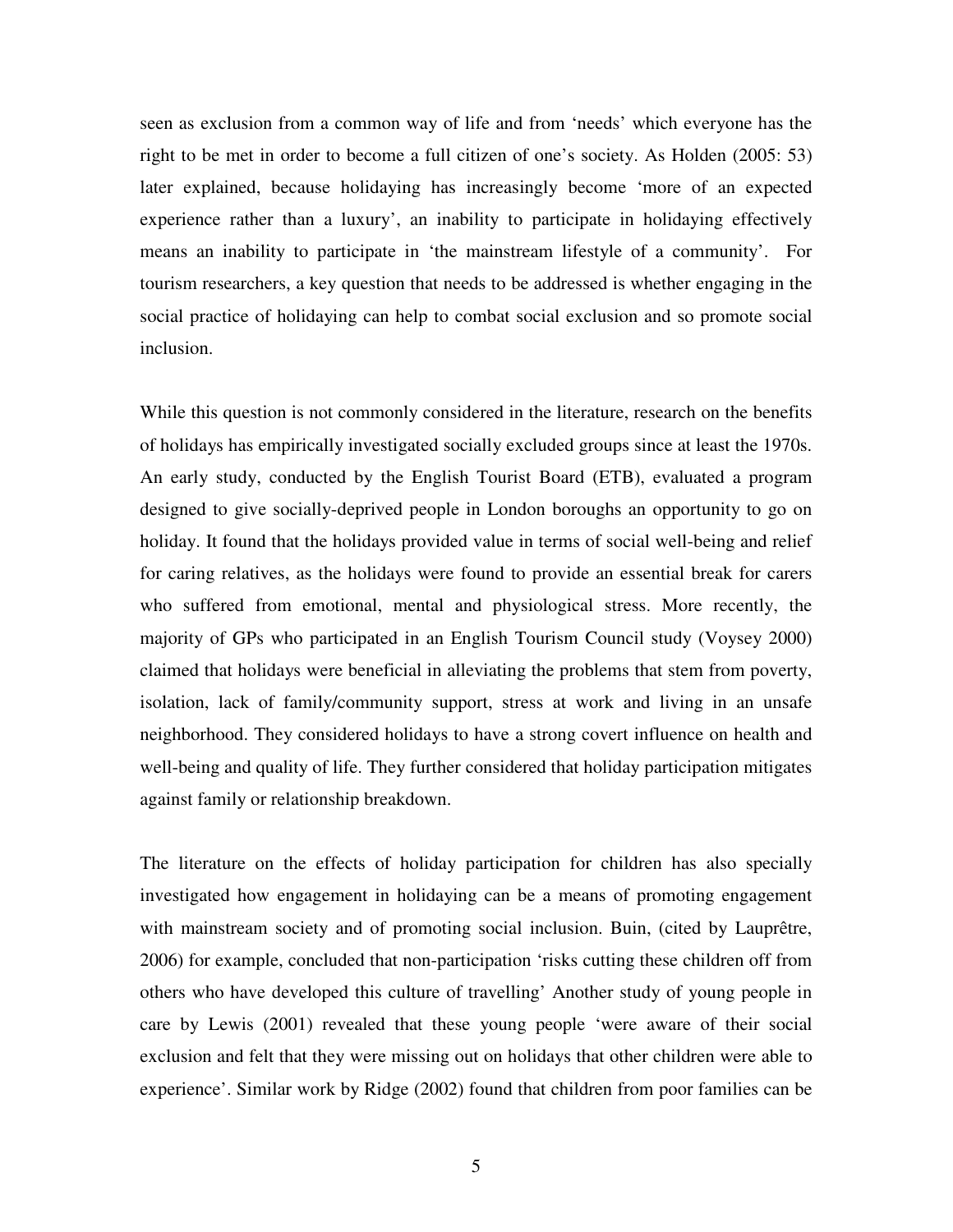seen as exclusion from a common way of life and from 'needs' which everyone has the right to be met in order to become a full citizen of one's society. As Holden (2005: 53) later explained, because holidaying has increasingly become 'more of an expected experience rather than a luxury', an inability to participate in holidaying effectively means an inability to participate in 'the mainstream lifestyle of a community'. For tourism researchers, a key question that needs to be addressed is whether engaging in the social practice of holidaying can help to combat social exclusion and so promote social inclusion.

While this question is not commonly considered in the literature, research on the benefits of holidays has empirically investigated socially excluded groups since at least the 1970s. An early study, conducted by the English Tourist Board (ETB), evaluated a program designed to give socially-deprived people in London boroughs an opportunity to go on holiday. It found that the holidays provided value in terms of social well-being and relief for caring relatives, as the holidays were found to provide an essential break for carers who suffered from emotional, mental and physiological stress. More recently, the majority of GPs who participated in an English Tourism Council study (Voysey 2000) claimed that holidays were beneficial in alleviating the problems that stem from poverty, isolation, lack of family/community support, stress at work and living in an unsafe neighborhood. They considered holidays to have a strong covert influence on health and well-being and quality of life. They further considered that holiday participation mitigates against family or relationship breakdown.

The literature on the effects of holiday participation for children has also specially investigated how engagement in holidaying can be a means of promoting engagement with mainstream society and of promoting social inclusion. Buin, (cited by Lauprêtre, 2006) for example, concluded that non-participation 'risks cutting these children off from others who have developed this culture of travelling' Another study of young people in care by Lewis (2001) revealed that these young people 'were aware of their social exclusion and felt that they were missing out on holidays that other children were able to experience'. Similar work by Ridge (2002) found that children from poor families can be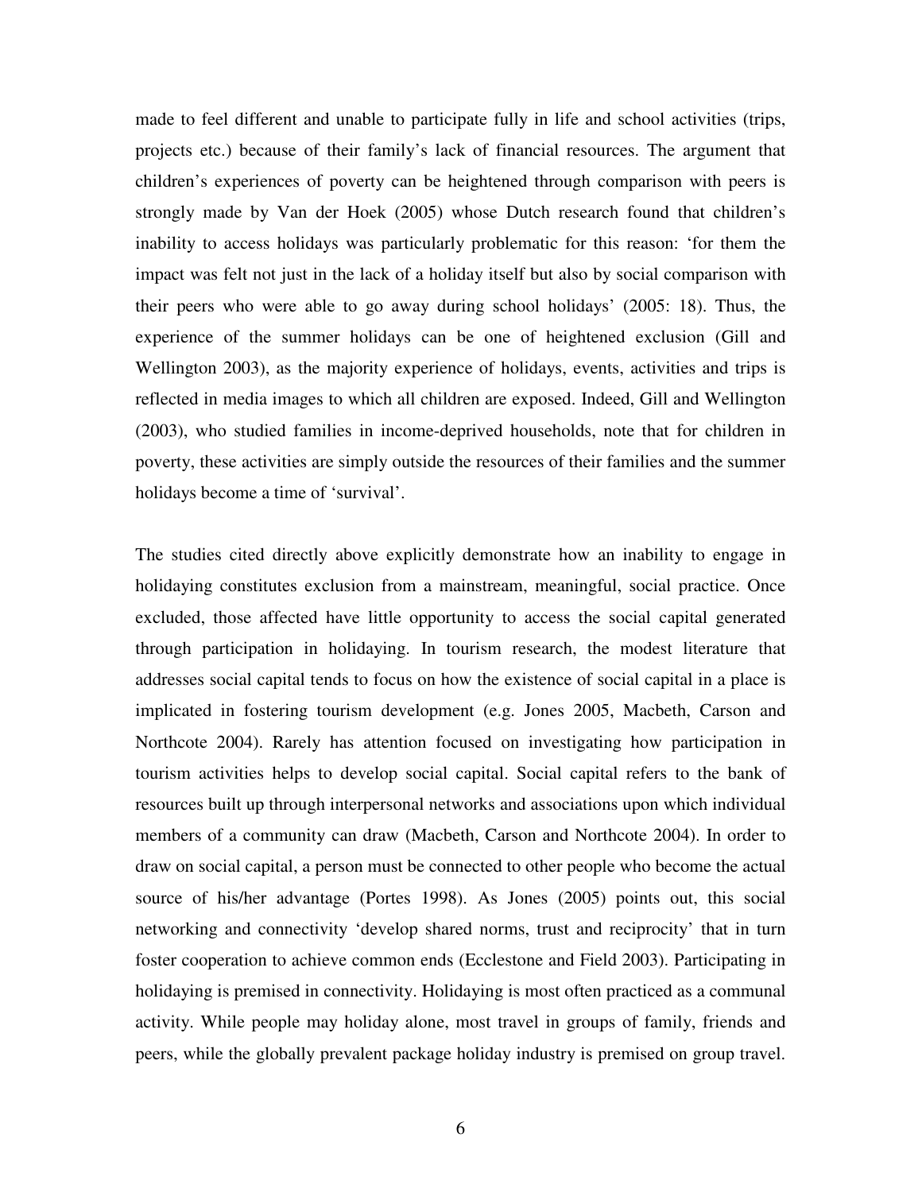made to feel different and unable to participate fully in life and school activities (trips, projects etc.) because of their family's lack of financial resources. The argument that children's experiences of poverty can be heightened through comparison with peers is strongly made by Van der Hoek (2005) whose Dutch research found that children's inability to access holidays was particularly problematic for this reason: 'for them the impact was felt not just in the lack of a holiday itself but also by social comparison with their peers who were able to go away during school holidays' (2005: 18). Thus, the experience of the summer holidays can be one of heightened exclusion (Gill and Wellington 2003), as the majority experience of holidays, events, activities and trips is reflected in media images to which all children are exposed. Indeed, Gill and Wellington (2003), who studied families in income-deprived households, note that for children in poverty, these activities are simply outside the resources of their families and the summer holidays become a time of 'survival'.

The studies cited directly above explicitly demonstrate how an inability to engage in holidaying constitutes exclusion from a mainstream, meaningful, social practice. Once excluded, those affected have little opportunity to access the social capital generated through participation in holidaying. In tourism research, the modest literature that addresses social capital tends to focus on how the existence of social capital in a place is implicated in fostering tourism development (e.g. Jones 2005, Macbeth, Carson and Northcote 2004). Rarely has attention focused on investigating how participation in tourism activities helps to develop social capital. Social capital refers to the bank of resources built up through interpersonal networks and associations upon which individual members of a community can draw (Macbeth, Carson and Northcote 2004). In order to draw on social capital, a person must be connected to other people who become the actual source of his/her advantage (Portes 1998). As Jones (2005) points out, this social networking and connectivity 'develop shared norms, trust and reciprocity' that in turn foster cooperation to achieve common ends (Ecclestone and Field 2003). Participating in holidaying is premised in connectivity. Holidaying is most often practiced as a communal activity. While people may holiday alone, most travel in groups of family, friends and peers, while the globally prevalent package holiday industry is premised on group travel.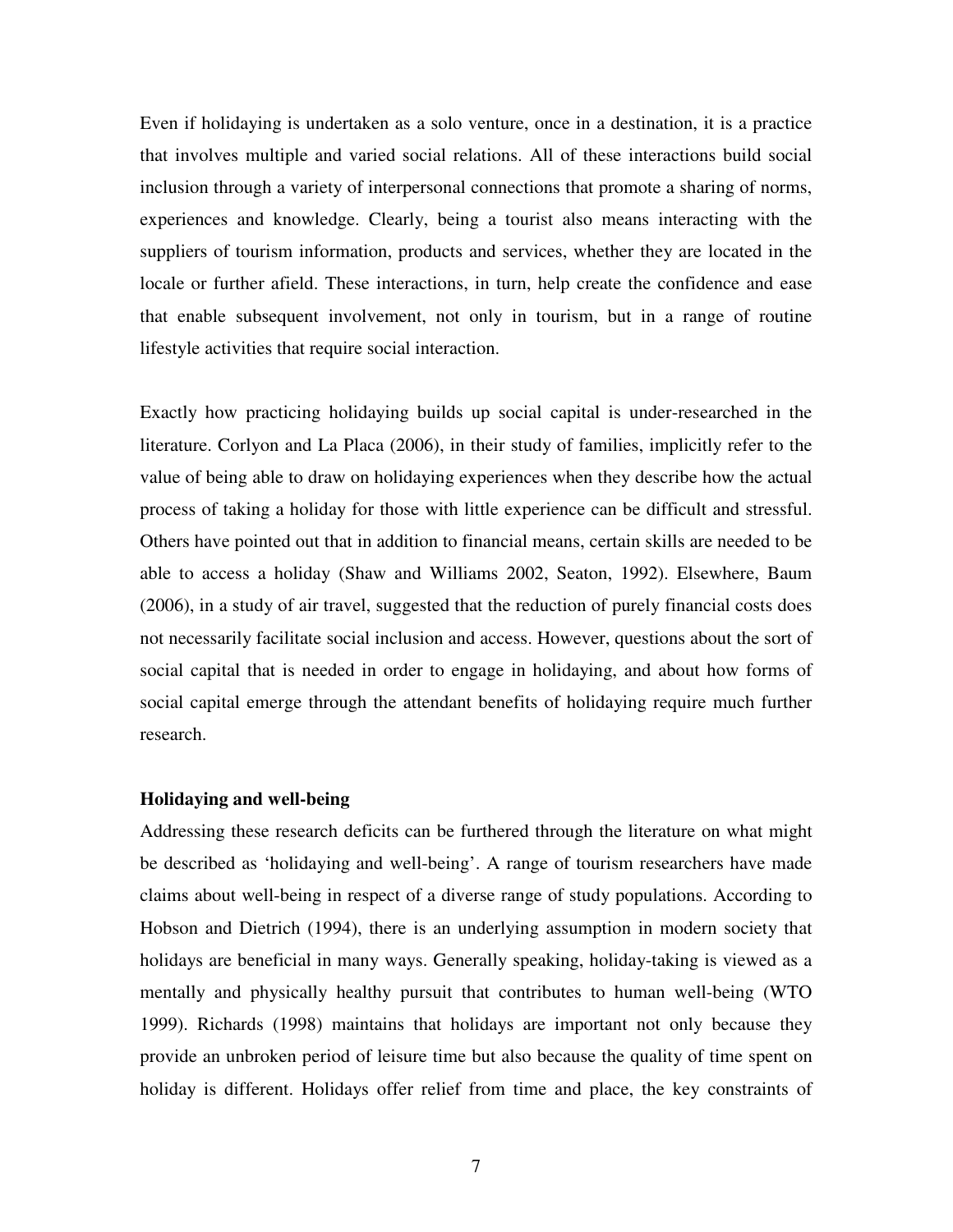Even if holidaying is undertaken as a solo venture, once in a destination, it is a practice that involves multiple and varied social relations. All of these interactions build social inclusion through a variety of interpersonal connections that promote a sharing of norms, experiences and knowledge. Clearly, being a tourist also means interacting with the suppliers of tourism information, products and services, whether they are located in the locale or further afield. These interactions, in turn, help create the confidence and ease that enable subsequent involvement, not only in tourism, but in a range of routine lifestyle activities that require social interaction.

Exactly how practicing holidaying builds up social capital is under-researched in the literature. Corlyon and La Placa (2006), in their study of families, implicitly refer to the value of being able to draw on holidaying experiences when they describe how the actual process of taking a holiday for those with little experience can be difficult and stressful. Others have pointed out that in addition to financial means, certain skills are needed to be able to access a holiday (Shaw and Williams 2002, Seaton, 1992). Elsewhere, Baum (2006), in a study of air travel, suggested that the reduction of purely financial costs does not necessarily facilitate social inclusion and access. However, questions about the sort of social capital that is needed in order to engage in holidaying, and about how forms of social capital emerge through the attendant benefits of holidaying require much further research.

**Holidaying and well-being**

Addressing these research deficits can be furthered through the literature on what might be described as 'holidaying and well-being'. A range of tourism researchers have made claims about well-being in respect of a diverse range of study populations. According to Hobson and Dietrich (1994), there is an underlying assumption in modern society that holidays are beneficial in many ways. Generally speaking, holiday-taking is viewed as a mentally and physically healthy pursuit that contributes to human well-being (WTO 1999). Richards (1998) maintains that holidays are important not only because they provide an unbroken period of leisure time but also because the quality of time spent on holiday is different. Holidays offer relief from time and place, the key constraints of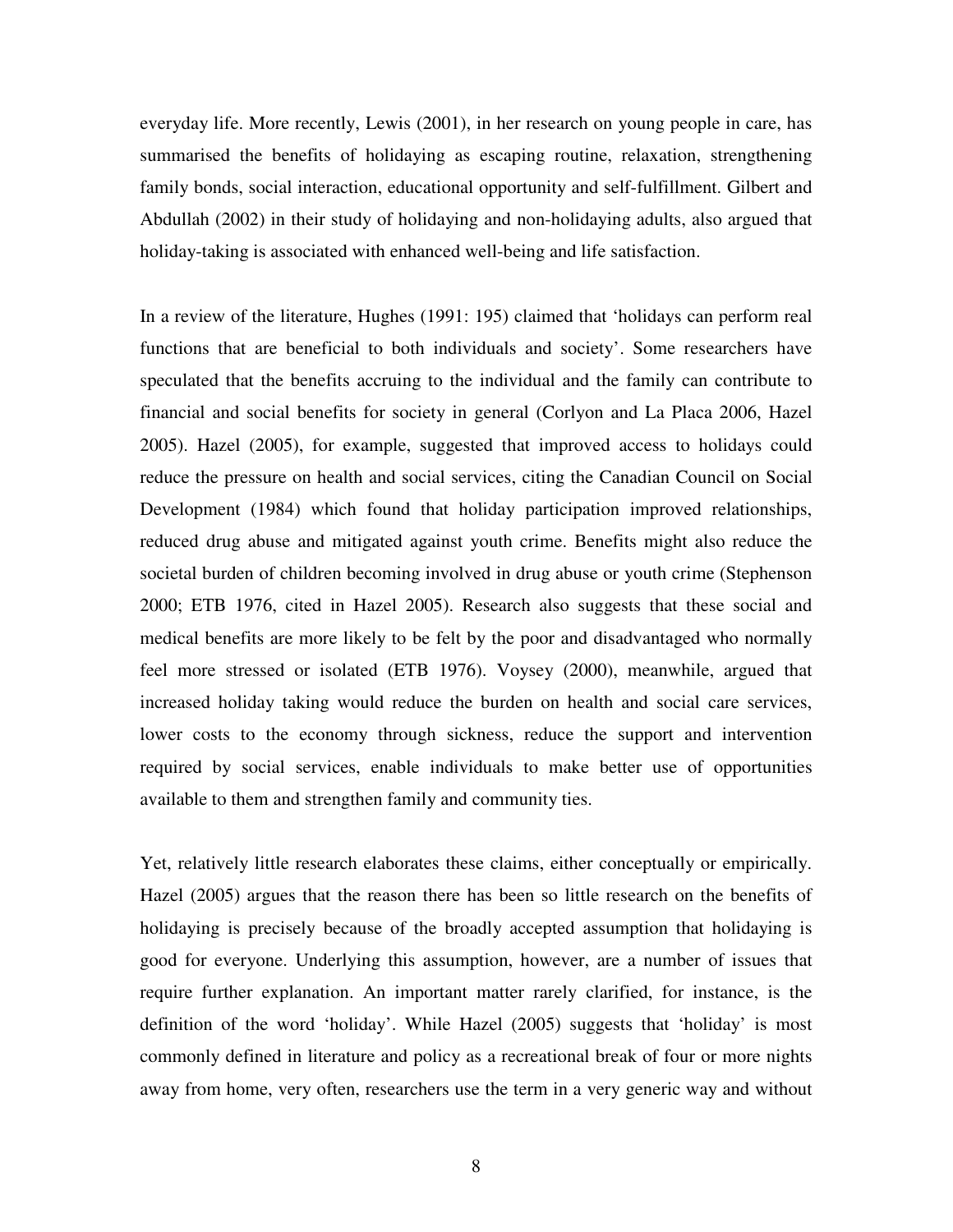everyday life. More recently, Lewis (2001), in her research on young people in care, has summarised the benefits of holidaying as escaping routine, relaxation, strengthening family bonds, social interaction, educational opportunity and self-fulfillment. Gilbert and Abdullah (2002) in their study of holidaying and non-holidaying adults, also argued that holiday-taking is associated with enhanced well-being and life satisfaction.

In a review of the literature, Hughes (1991: 195) claimed that 'holidays can perform real functions that are beneficial to both individuals and society'. Some researchers have speculated that the benefits accruing to the individual and the family can contribute to financial and social benefits for society in general (Corlyon and La Placa 2006, Hazel 2005). Hazel (2005), for example, suggested that improved access to holidays could reduce the pressure on health and social services, citing the Canadian Council on Social Development (1984) which found that holiday participation improved relationships, reduced drug abuse and mitigated against youth crime. Benefits might also reduce the societal burden of children becoming involved in drug abuse or youth crime (Stephenson 2000; ETB 1976, cited in Hazel 2005). Research also suggests that these social and medical benefits are more likely to be felt by the poor and disadvantaged who normally feel more stressed or isolated (ETB 1976). Voysey (2000), meanwhile, argued that increased holiday taking would reduce the burden on health and social care services, lower costs to the economy through sickness, reduce the support and intervention required by social services, enable individuals to make better use of opportunities available to them and strengthen family and community ties.

Yet, relatively little research elaborates these claims, either conceptually or empirically. Hazel (2005) argues that the reason there has been so little research on the benefits of holidaying is precisely because of the broadly accepted assumption that holidaying is good for everyone. Underlying this assumption, however, are a number of issues that require further explanation. An important matter rarely clarified, for instance, is the definition of the word 'holiday'. While Hazel (2005) suggests that 'holiday' is most commonly defined in literature and policy as a recreational break of four or more nights away from home, very often, researchers use the term in a very generic way and without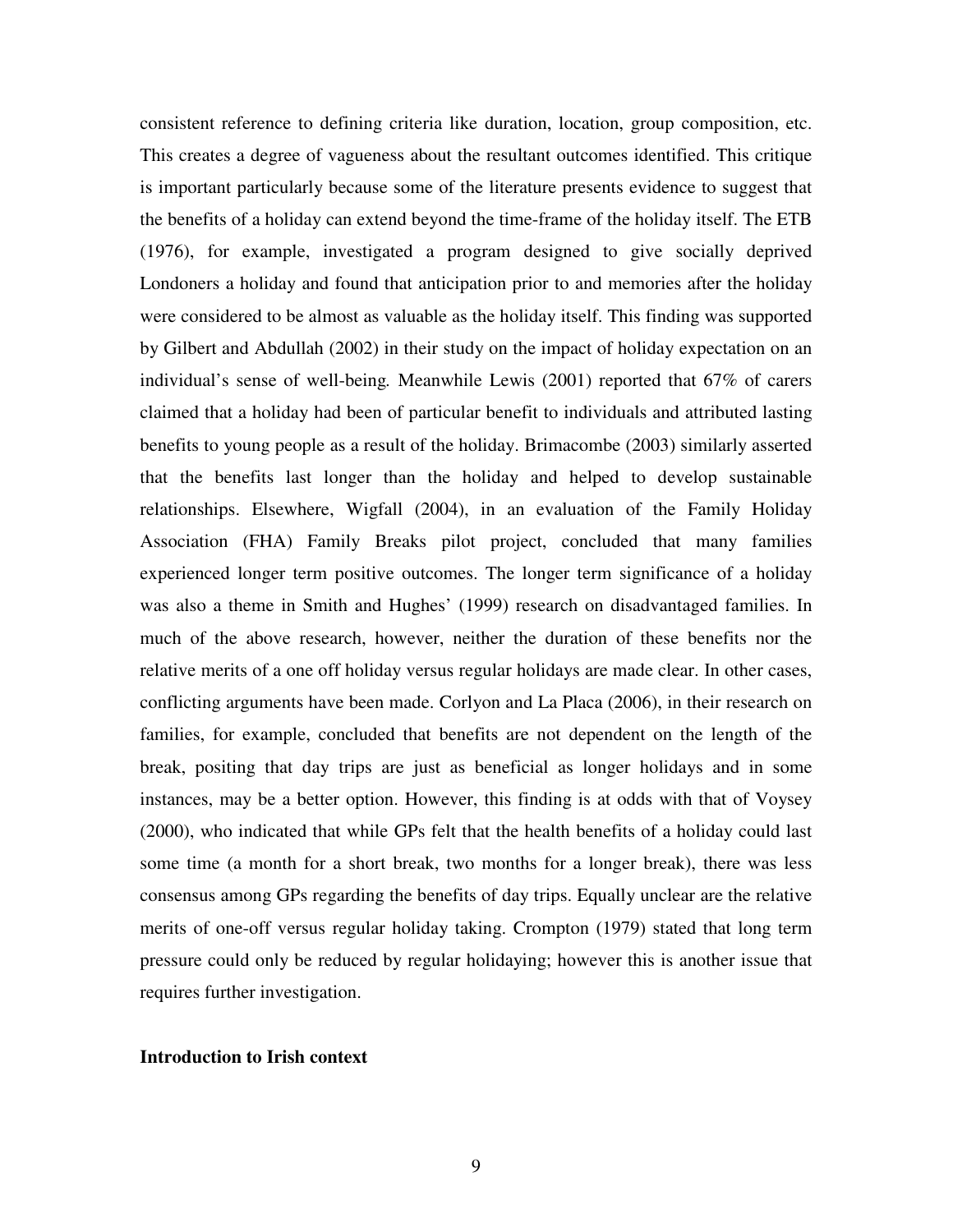consistent reference to defining criteria like duration, location, group composition, etc. This creates a degree of vagueness about the resultant outcomes identified. This critique is important particularly because some of the literature presents evidence to suggest that the benefits of a holiday can extend beyond the time-frame of the holiday itself. The ETB (1976), for example, investigated a program designed to give socially deprived Londoners a holiday and found that anticipation prior to and memories after the holiday were considered to be almost as valuable as the holiday itself. This finding was supported by Gilbert and Abdullah (2002) in their study on the impact of holiday expectation on an individual's sense of well-being. Meanwhile Lewis (2001) reported that 67% of carers claimed that a holiday had been of particular benefit to individuals and attributed lasting benefits to young people as a result of the holiday. Brimacombe (2003) similarly asserted that the benefits last longer than the holiday and helped to develop sustainable relationships. Elsewhere, Wigfall (2004), in an evaluation of the Family Holiday Association (FHA) Family Breaks pilot project, concluded that many families experienced longer term positive outcomes. The longer term significance of a holiday was also a theme in Smith and Hughes' (1999) research on disadvantaged families. In much of the above research, however, neither the duration of these benefits nor the relative merits of a one off holiday versus regular holidays are made clear. In other cases, conflicting arguments have been made. Corlyon and La Placa (2006), in their research on families, for example, concluded that benefits are not dependent on the length of the break, positing that day trips are just as beneficial as longer holidays and in some instances, may be a better option. However, this finding is at odds with that of Voysey (2000), who indicated that while GPs felt that the health benefits of a holiday could last some time (a month for a short break, two months for a longer break), there was less consensus among GPs regarding the benefits of day trips. Equally unclear are the relative merits of one-off versus regular holiday taking. Crompton (1979) stated that long term pressure could only be reduced by regular holidaying; however this is another issue that requires further investigation.

**Introduction to Irish context**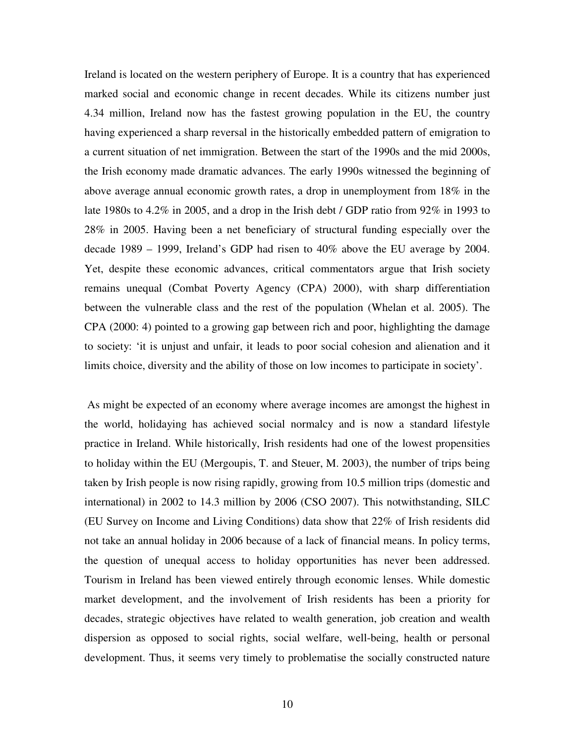Ireland is located on the western periphery of Europe. It is a country that has experienced marked social and economic change in recent decades. While its citizens number just 4.34 million, Ireland now has the fastest growing population in the EU, the country having experienced a sharp reversal in the historically embedded pattern of emigration to a current situation of net immigration. Between the start of the 1990s and the mid 2000s, the Irish economy made dramatic advances. The early 1990s witnessed the beginning of above average annual economic growth rates, a drop in unemployment from 18% in the late 1980s to 4.2% in 2005, and a drop in the Irish debt / GDP ratio from 92% in 1993 to 28% in 2005. Having been a net beneficiary of structural funding especially over the decade 1989 – 1999, Ireland's GDP had risen to 40% above the EU average by 2004. Yet, despite these economic advances, critical commentators argue that Irish society remains unequal (Combat Poverty Agency (CPA) 2000), with sharp differentiation between the vulnerable class and the rest of the population (Whelan et al. 2005). The CPA (2000: 4) pointed to a growing gap between rich and poor, highlighting the damage to society: 'it is unjust and unfair, it leads to poor social cohesion and alienation and it limits choice, diversity and the ability of those on low incomes to participate in society'.

As might be expected of an economy where average incomes are amongst the highest in the world, holidaying has achieved social normalcy and is now a standard lifestyle practice in Ireland. While historically, Irish residents had one of the lowest propensities to holiday within the EU (Mergoupis, T. and Steuer, M. 2003), the number of trips being taken by Irish people is now rising rapidly, growing from 10.5 million trips (domestic and international) in 2002 to 14.3 million by 2006 (CSO 2007). This notwithstanding, SILC (EU Survey on Income and Living Conditions) data show that 22% of Irish residents did not take an annual holiday in 2006 because of a lack of financial means. In policy terms, the question of unequal access to holiday opportunities has never been addressed. Tourism in Ireland has been viewed entirely through economic lenses. While domestic market development, and the involvement of Irish residents has been a priority for decades, strategic objectives have related to wealth generation, job creation and wealth dispersion as opposed to social rights, social welfare, well-being, health or personal development. Thus, it seems very timely to problematise the socially constructed nature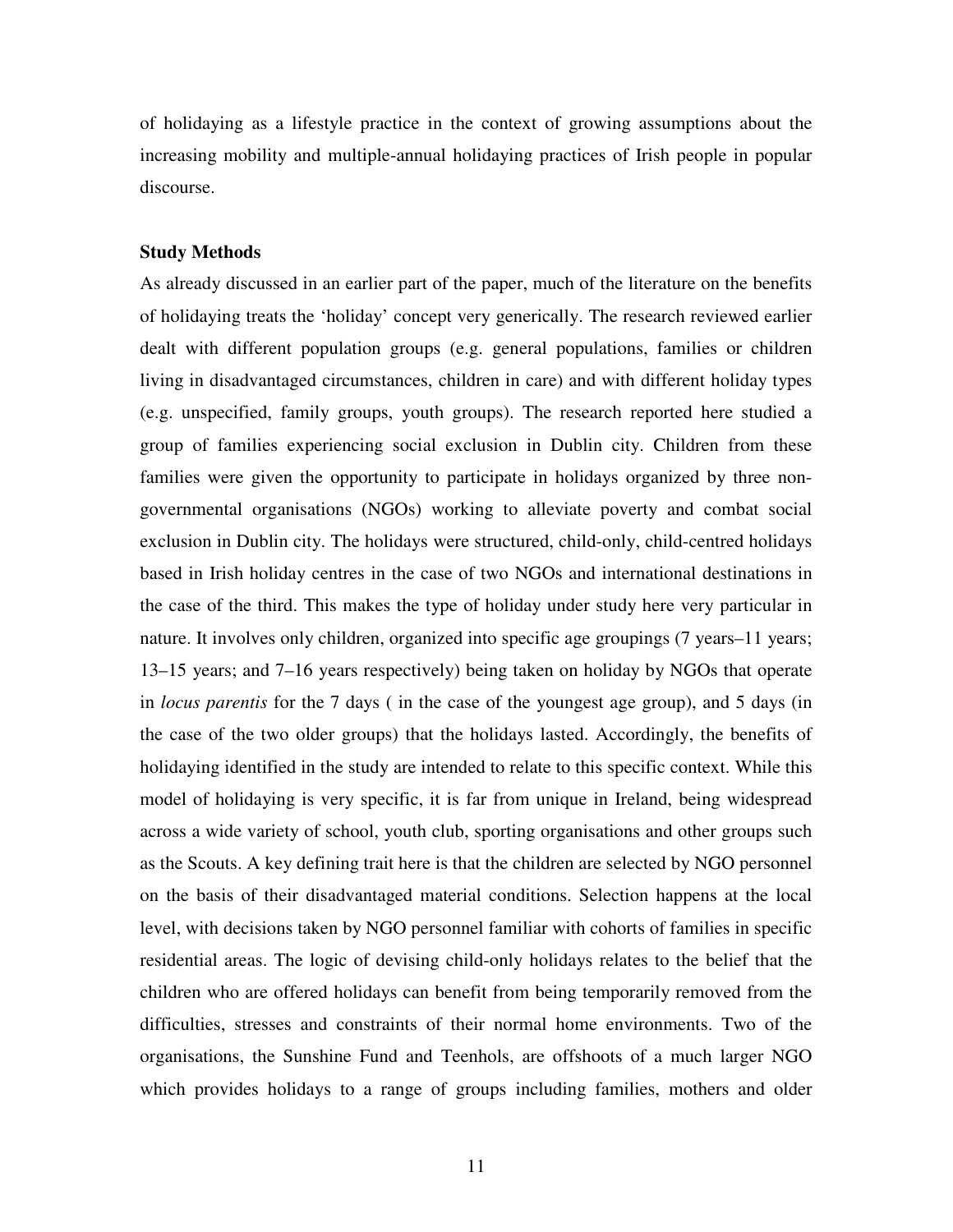of holidaying as a lifestyle practice in the context of growing assumptions about the increasing mobility and multiple-annual holidaying practices of Irish people in popular discourse.

**Study Methods**

As already discussed in an earlier part of the paper, much of the literature on the benefits of holidaying treats the 'holiday' concept very generically. The research reviewed earlier dealt with different population groups (e.g. general populations, families or children living in disadvantaged circumstances, children in care) and with different holiday types (e.g. unspecified, family groups, youth groups). The research reported here studied a group of families experiencing social exclusion in Dublin city. Children from these families were given the opportunity to participate in holidays organized by three non-governmental organisations (NGOs) working to alleviate poverty and combat social exclusion in Dublin city. The holidays were structured, child-only, child-centred holidays based in Irish holiday centres in the case of two NGOs and international destinations in the case of the third. This makes the type of holiday under study here very particular in nature. It involves only children, organized into specific age groupings (7 years–11 years; 13–15 years; and 7–16 years respectively) being taken on holiday by NGOs that operate in *locus parentis* for the 7 days ( in the case of the youngest age group), and 5 days (in the case of the two older groups) that the holidays lasted. Accordingly, the benefits of holidaying identified in the study are intended to relate to this specific context. While this model of holidaying is very specific, it is far from unique in Ireland, being widespread across a wide variety of school, youth club, sporting organisations and other groups such as the Scouts. A key defining trait here is that the children are selected by NGO personnel on the basis of their disadvantaged material conditions. Selection happens at the local level, with decisions taken by NGO personnel familiar with cohorts of families in specific residential areas. The logic of devising child-only holidays relates to the belief that the children who are offered holidays can benefit from being temporarily removed from the difficulties, stresses and constraints of their normal home environments. Two of the organisations, the Sunshine Fund and Teenhols, are offshoots of a much larger NGO which provides holidays to a range of groups including families, mothers and older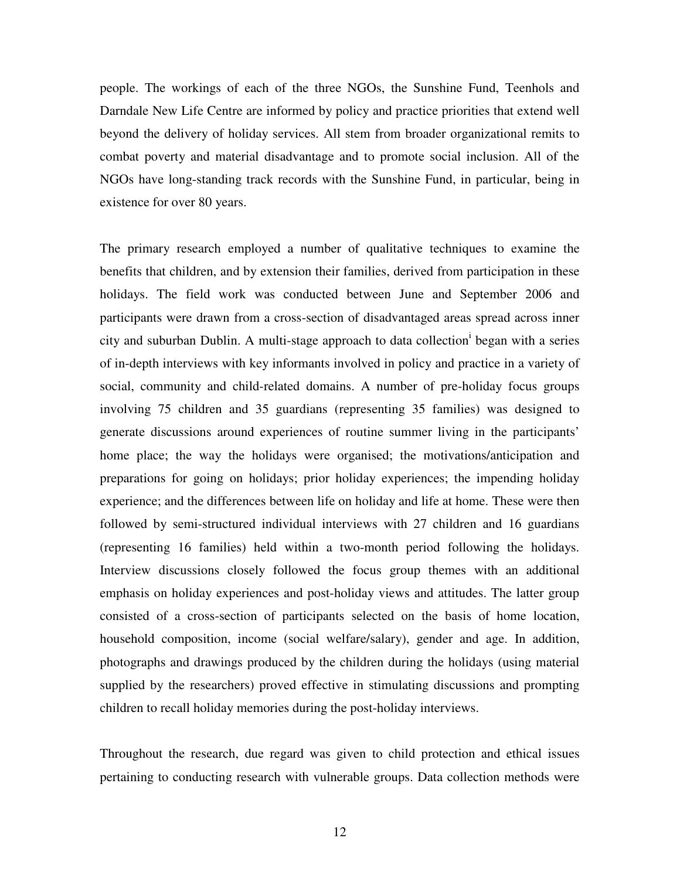people. The workings of each of the three NGOs, the Sunshine Fund, Teenhols and Darndale New Life Centre are informed by policy and practice priorities that extend well beyond the delivery of holiday services. All stem from broader organizational remits to combat poverty and material disadvantage and to promote social inclusion. All of the NGOs have long-standing track records with the Sunshine Fund, in particular, being in existence for over 80 years.

The primary research employed a number of qualitative techniques to examine the benefits that children, and by extension their families, derived from participation in these holidays. The field work was conducted between June and September 2006 and participants were drawn from a cross-section of disadvantaged areas spread across inner city and suburban Dublin. A multi-stage approach to data collection[i] began with a series of in-depth interviews with key informants involved in policy and practice in a variety of social, community and child-related domains. A number of pre-holiday focus groups involving 75 children and 35 guardians (representing 35 families) was designed to generate discussions around experiences of routine summer living in the participants' home place; the way the holidays were organised; the motivations/anticipation and preparations for going on holidays; prior holiday experiences; the impending holiday experience; and the differences between life on holiday and life at home. These were then followed by semi-structured individual interviews with 27 children and 16 guardians (representing 16 families) held within a two-month period following the holidays. Interview discussions closely followed the focus group themes with an additional emphasis on holiday experiences and post-holiday views and attitudes. The latter group consisted of a cross-section of participants selected on the basis of home location, household composition, income (social welfare/salary), gender and age. In addition, photographs and drawings produced by the children during the holidays (using material supplied by the researchers) proved effective in stimulating discussions and prompting children to recall holiday memories during the post-holiday interviews.

Throughout the research, due regard was given to child protection and ethical issues pertaining to conducting research with vulnerable groups. Data collection methods were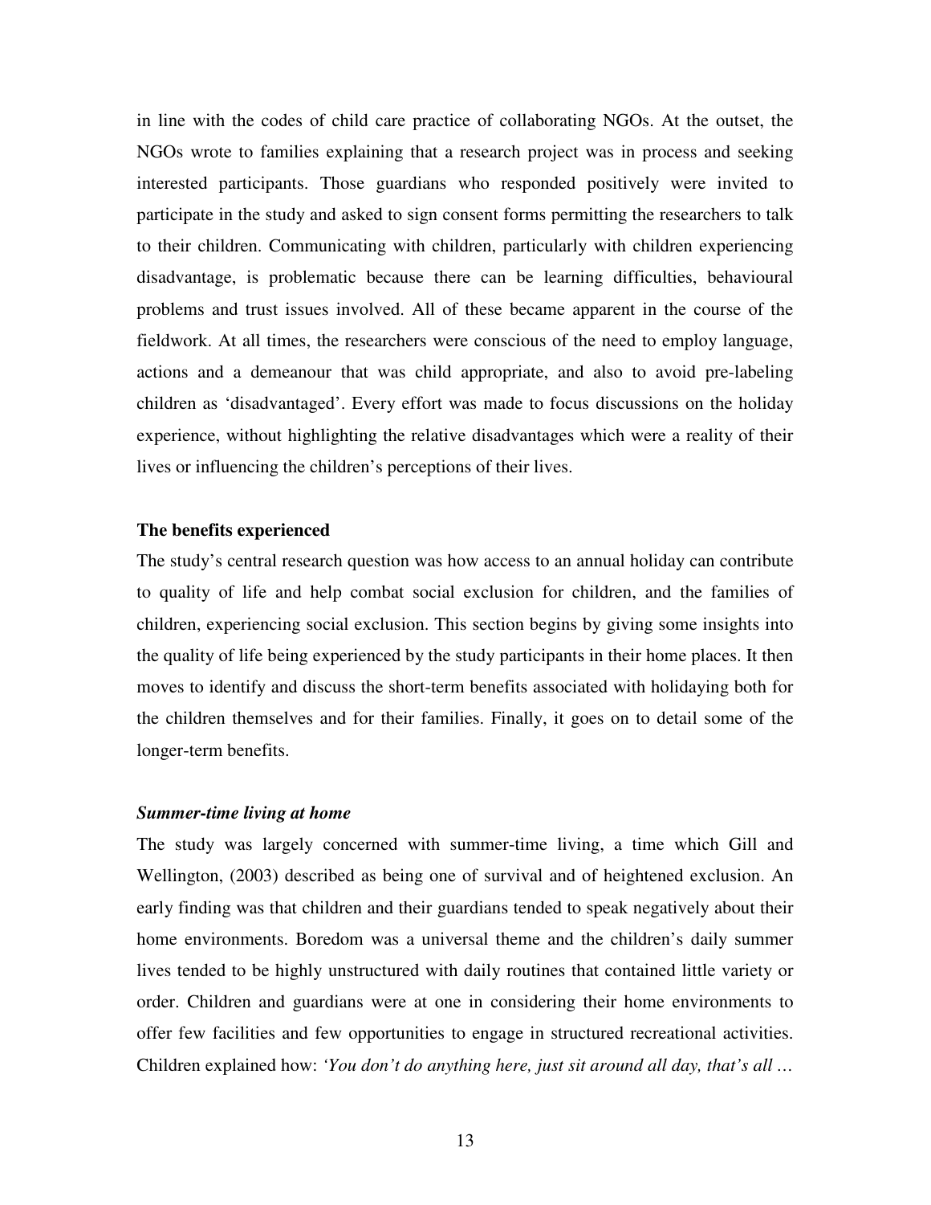in line with the codes of child care practice of collaborating NGOs. At the outset, the NGOs wrote to families explaining that a research project was in process and seeking interested participants. Those guardians who responded positively were invited to participate in the study and asked to sign consent forms permitting the researchers to talk to their children. Communicating with children, particularly with children experiencing disadvantage, is problematic because there can be learning difficulties, behavioural problems and trust issues involved. All of these became apparent in the course of the fieldwork. At all times, the researchers were conscious of the need to employ language, actions and a demeanour that was child appropriate, and also to avoid pre-labeling children as 'disadvantaged'. Every effort was made to focus discussions on the holiday experience, without highlighting the relative disadvantages which were a reality of their lives or influencing the children's perceptions of their lives.

**The benefits experienced**

The study's central research question was how access to an annual holiday can contribute to quality of life and help combat social exclusion for children, and the families of children, experiencing social exclusion. This section begins by giving some insights into the quality of life being experienced by the study participants in their home places. It then moves to identify and discuss the short-term benefits associated with holidaying both for the children themselves and for their families. Finally, it goes on to detail some of the longer-term benefits.

***Summer-time living at home***

The study was largely concerned with summer-time living, a time which Gill and Wellington, (2003) described as being one of survival and of heightened exclusion. An early finding was that children and their guardians tended to speak negatively about their home environments. Boredom was a universal theme and the children's daily summer lives tended to be highly unstructured with daily routines that contained little variety or order. Children and guardians were at one in considering their home environments to offer few facilities and few opportunities to engage in structured recreational activities. Children explained how: *'You don't do anything here, just sit around all day, that's all …*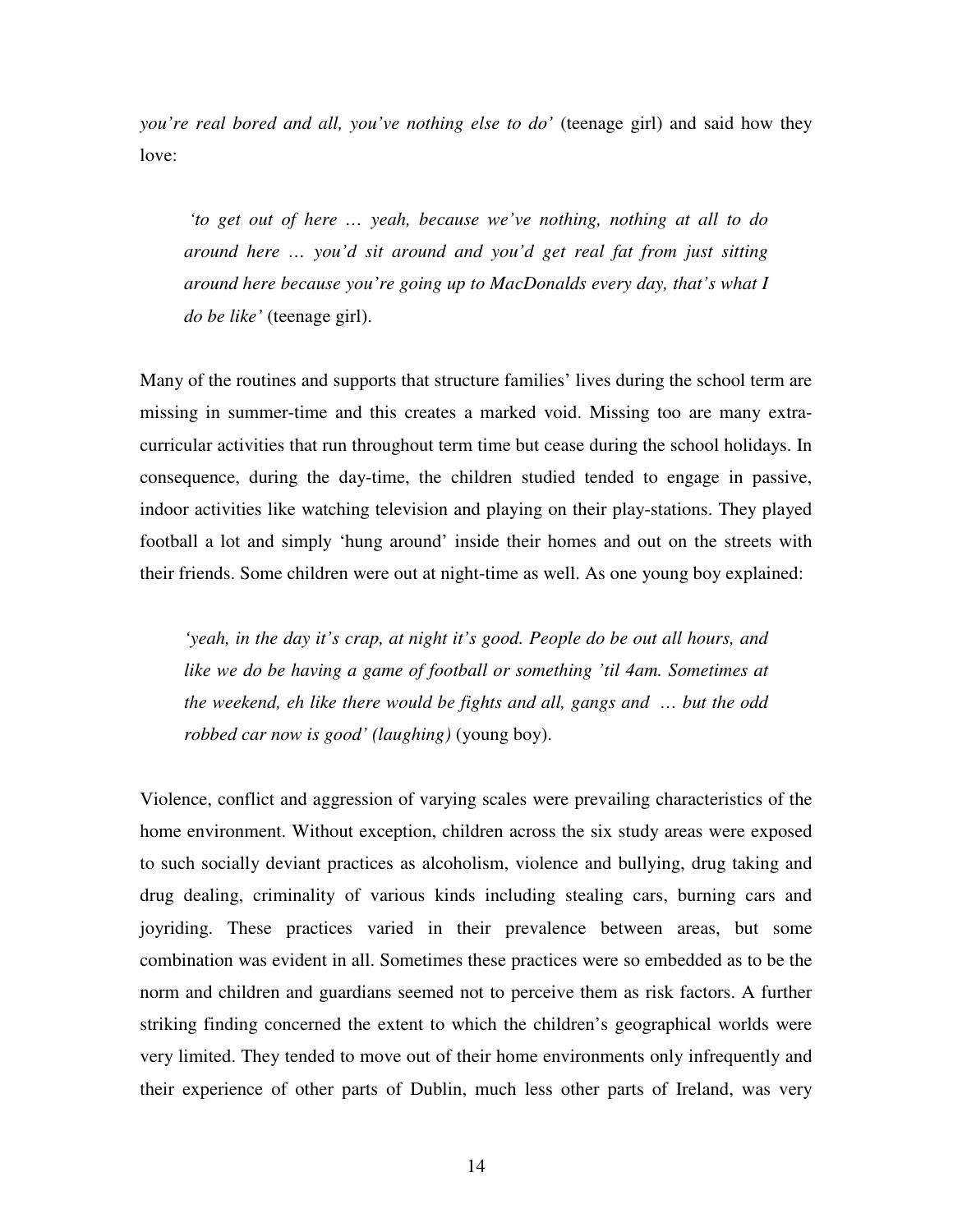*you're real bored and all, you've nothing else to do'* (teenage girl) and said how they love:

> *'to get out of here … yeah, because we've nothing, nothing at all to do around here … you'd sit around and you'd get real fat from just sitting around here because you're going up to MacDonalds every day, that's what I do be like'* (teenage girl).

Many of the routines and supports that structure families' lives during the school term are missing in summer-time and this creates a marked void. Missing too are many extra-curricular activities that run throughout term time but cease during the school holidays. In consequence, during the day-time, the children studied tended to engage in passive, indoor activities like watching television and playing on their play-stations. They played football a lot and simply 'hung around' inside their homes and out on the streets with their friends. Some children were out at night-time as well. As one young boy explained:

> *'yeah, in the day it's crap, at night it's good. People do be out all hours, and like we do be having a game of football or something 'til 4am. Sometimes at the weekend, eh like there would be fights and all, gangs and … but the odd robbed car now is good' (laughing)* (young boy).

Violence, conflict and aggression of varying scales were prevailing characteristics of the home environment. Without exception, children across the six study areas were exposed to such socially deviant practices as alcoholism, violence and bullying, drug taking and drug dealing, criminality of various kinds including stealing cars, burning cars and joyriding. These practices varied in their prevalence between areas, but some combination was evident in all. Sometimes these practices were so embedded as to be the norm and children and guardians seemed not to perceive them as risk factors. A further striking finding concerned the extent to which the children's geographical worlds were very limited. They tended to move out of their home environments only infrequently and their experience of other parts of Dublin, much less other parts of Ireland, was very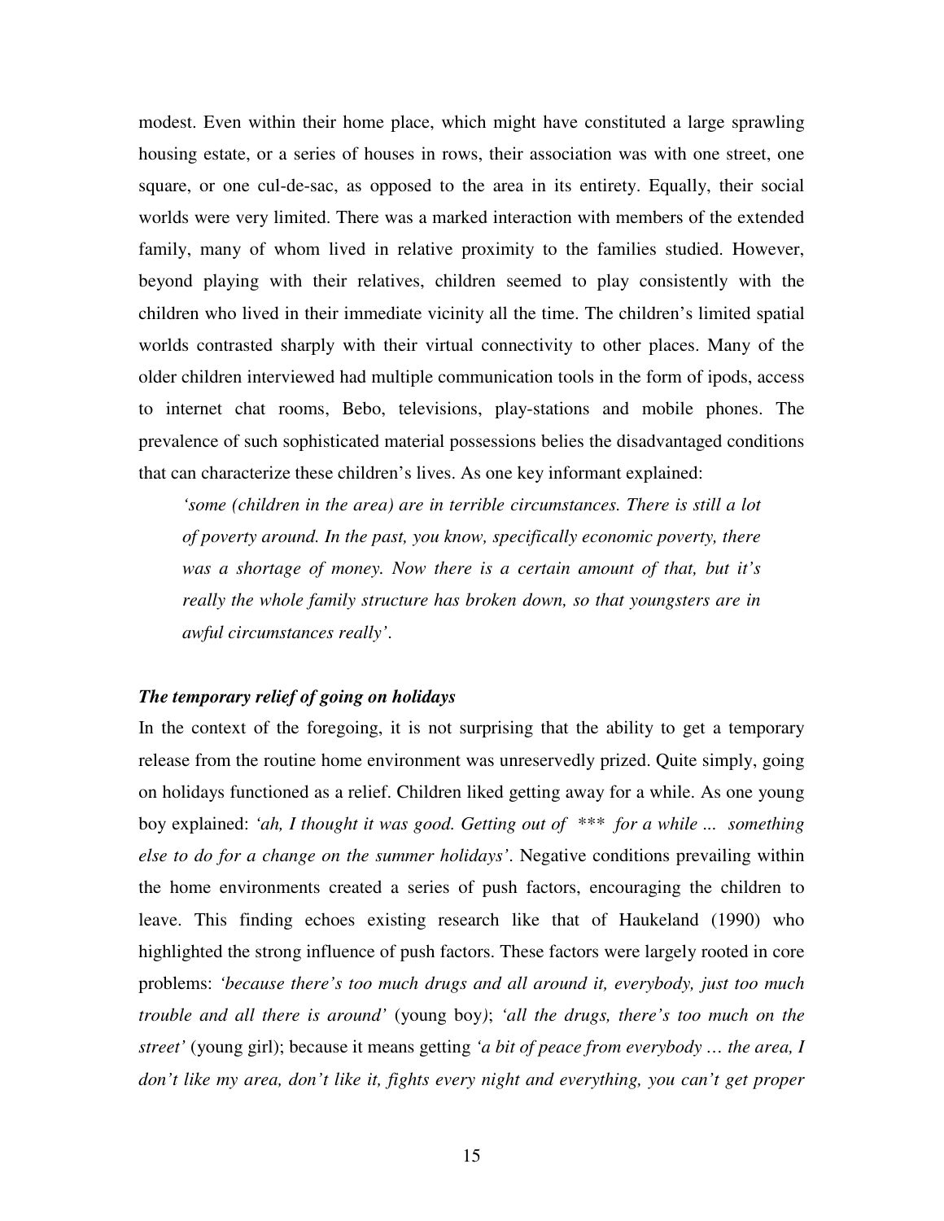modest. Even within their home place, which might have constituted a large sprawling housing estate, or a series of houses in rows, their association was with one street, one square, or one cul-de-sac, as opposed to the area in its entirety. Equally, their social worlds were very limited. There was a marked interaction with members of the extended family, many of whom lived in relative proximity to the families studied. However, beyond playing with their relatives, children seemed to play consistently with the children who lived in their immediate vicinity all the time. The children's limited spatial worlds contrasted sharply with their virtual connectivity to other places. Many of the older children interviewed had multiple communication tools in the form of ipods, access to internet chat rooms, Bebo, televisions, play-stations and mobile phones. The prevalence of such sophisticated material possessions belies the disadvantaged conditions that can characterize these children's lives. As one key informant explained:

> *'some (children in the area) are in terrible circumstances. There is still a lot of poverty around. In the past, you know, specifically economic poverty, there was a shortage of money. Now there is a certain amount of that, but it's really the whole family structure has broken down, so that youngsters are in awful circumstances really'*.

### *The temporary relief of going on holidays*

In the context of the foregoing, it is not surprising that the ability to get a temporary release from the routine home environment was unreservedly prized. Quite simply, going on holidays functioned as a relief. Children liked getting away for a while. As one young boy explained: *'ah, I thought it was good. Getting out of *** for a while ... something else to do for a change on the summer holidays'*. Negative conditions prevailing within the home environments created a series of push factors, encouraging the children to leave. This finding echoes existing research like that of Haukeland (1990) who highlighted the strong influence of push factors. These factors were largely rooted in core problems: *'because there's too much drugs and all around it, everybody, just too much trouble and all there is around'* (young boy); *'all the drugs, there's too much on the street'* (young girl); because it means getting *'a bit of peace from everybody … the area, I don't like my area, don't like it, fights every night and everything, you can't get proper*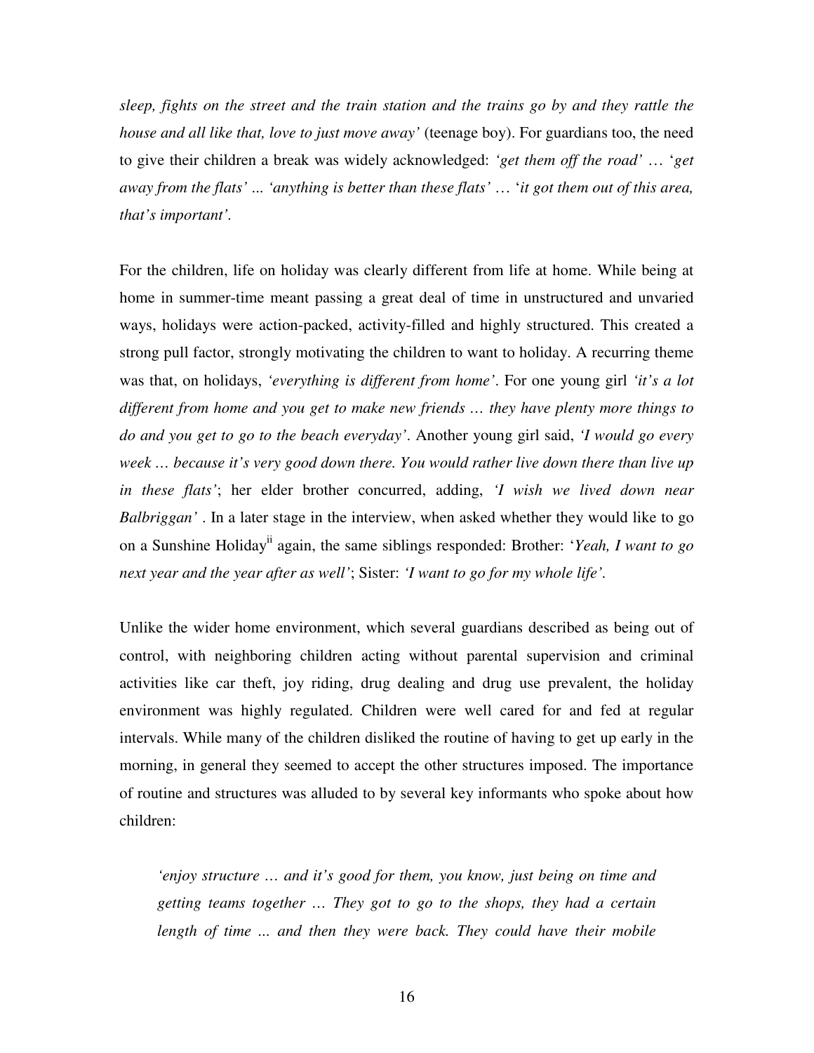*sleep, fights on the street and the train station and the trains go by and they rattle the house and all like that, love to just move away'* (teenage boy). For guardians too, the need to give their children a break was widely acknowledged: *'get them off the road'* … '*get away from the flats' ... 'anything is better than these flats'* … '*it got them out of this area, that's important'.*

For the children, life on holiday was clearly different from life at home. While being at home in summer-time meant passing a great deal of time in unstructured and unvaried ways, holidays were action-packed, activity-filled and highly structured. This created a strong pull factor, strongly motivating the children to want to holiday. A recurring theme was that, on holidays, *'everything is different from home'*. For one young girl *'it's a lot different from home and you get to make new friends … they have plenty more things to do and you get to go to the beach everyday'*. Another young girl said, *'I would go every week … because it's very good down there. You would rather live down there than live up in these flats'*; her elder brother concurred, adding, *'I wish we lived down near Balbriggan'* . In a later stage in the interview, when asked whether they would like to go on a Sunshine Holiday[ii] again, the same siblings responded: Brother: '*Yeah, I want to go next year and the year after as well'*; Sister: *'I want to go for my whole life'.*

Unlike the wider home environment, which several guardians described as being out of control, with neighboring children acting without parental supervision and criminal activities like car theft, joy riding, drug dealing and drug use prevalent, the holiday environment was highly regulated. Children were well cared for and fed at regular intervals. While many of the children disliked the routine of having to get up early in the morning, in general they seemed to accept the other structures imposed. The importance of routine and structures was alluded to by several key informants who spoke about how children:

> *'enjoy structure … and it's good for them, you know, just being on time and getting teams together … They got to go to the shops, they had a certain length of time ... and then they were back. They could have their mobile*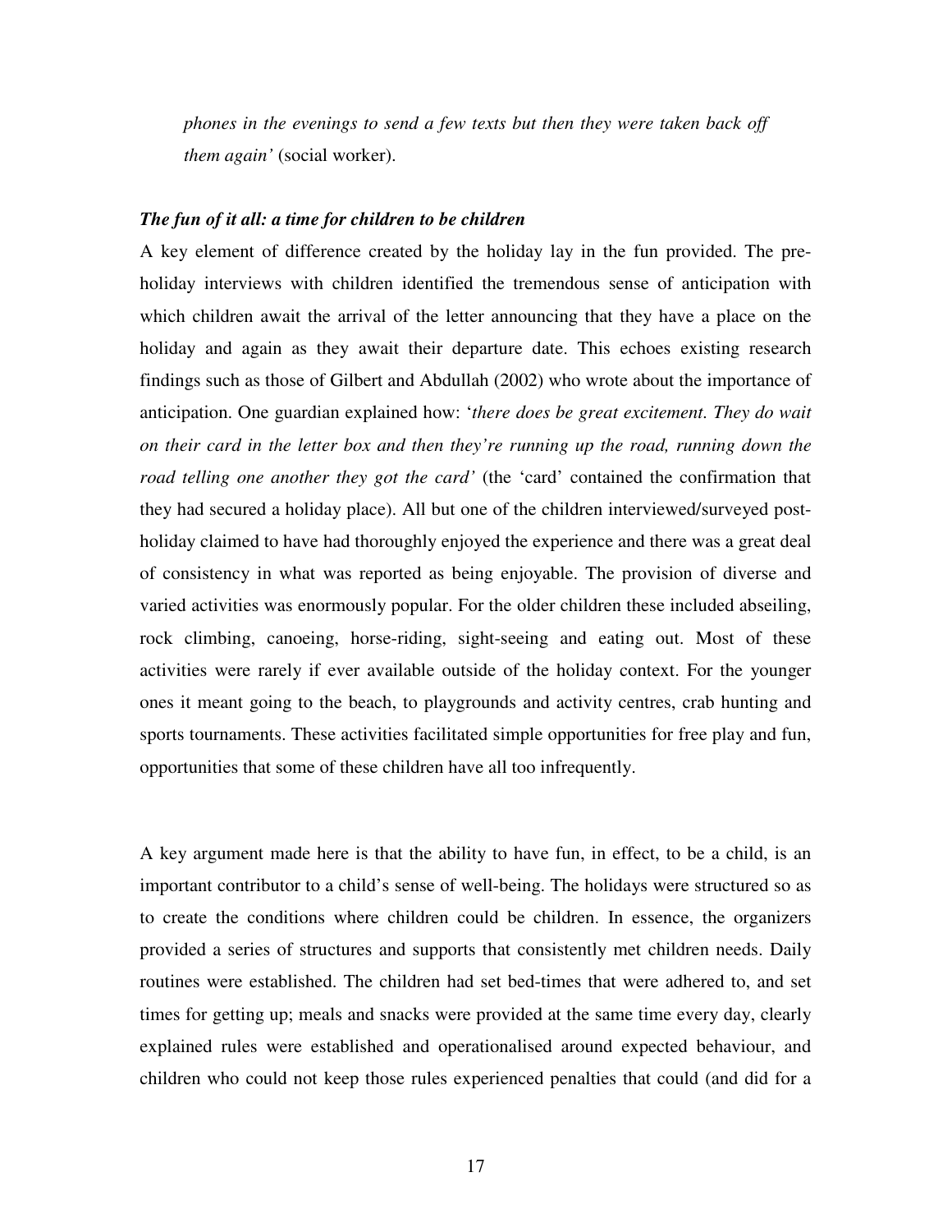*phones in the evenings to send a few texts but then they were taken back off them again'* (social worker).

### *The fun of it all: a time for children to be children*

A key element of difference created by the holiday lay in the fun provided. The pre-holiday interviews with children identified the tremendous sense of anticipation with which children await the arrival of the letter announcing that they have a place on the holiday and again as they await their departure date. This echoes existing research findings such as those of Gilbert and Abdullah (2002) who wrote about the importance of anticipation. One guardian explained how: '*there does be great excitement. They do wait on their card in the letter box and then they're running up the road, running down the road telling one another they got the card'* (the 'card' contained the confirmation that they had secured a holiday place). All but one of the children interviewed/surveyed post-holiday claimed to have had thoroughly enjoyed the experience and there was a great deal of consistency in what was reported as being enjoyable. The provision of diverse and varied activities was enormously popular. For the older children these included abseiling, rock climbing, canoeing, horse-riding, sight-seeing and eating out. Most of these activities were rarely if ever available outside of the holiday context. For the younger ones it meant going to the beach, to playgrounds and activity centres, crab hunting and sports tournaments. These activities facilitated simple opportunities for free play and fun, opportunities that some of these children have all too infrequently.

A key argument made here is that the ability to have fun, in effect, to be a child, is an important contributor to a child's sense of well-being. The holidays were structured so as to create the conditions where children could be children. In essence, the organizers provided a series of structures and supports that consistently met children needs. Daily routines were established. The children had set bed-times that were adhered to, and set times for getting up; meals and snacks were provided at the same time every day, clearly explained rules were established and operationalised around expected behaviour, and children who could not keep those rules experienced penalties that could (and did for a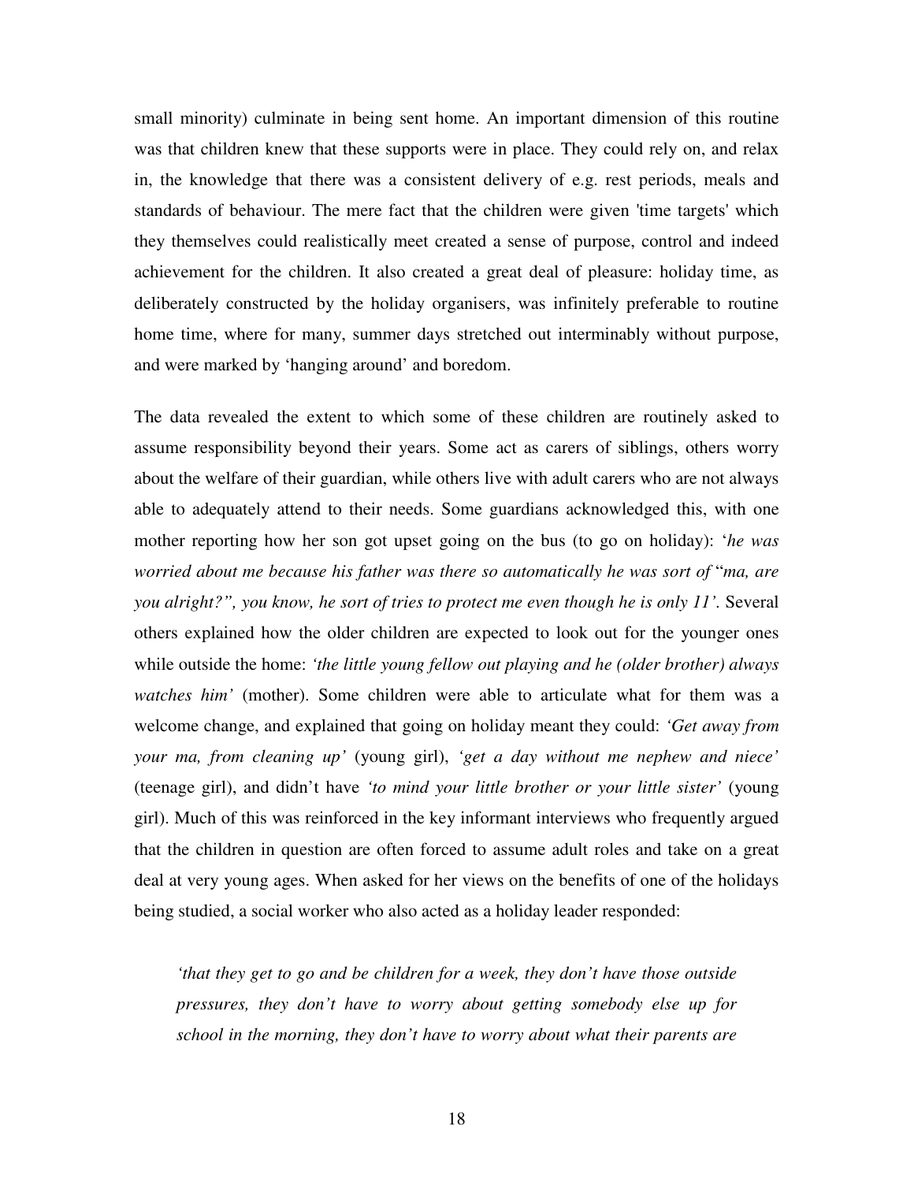small minority) culminate in being sent home. An important dimension of this routine was that children knew that these supports were in place. They could rely on, and relax in, the knowledge that there was a consistent delivery of e.g. rest periods, meals and standards of behaviour. The mere fact that the children were given 'time targets' which they themselves could realistically meet created a sense of purpose, control and indeed achievement for the children. It also created a great deal of pleasure: holiday time, as deliberately constructed by the holiday organisers, was infinitely preferable to routine home time, where for many, summer days stretched out interminably without purpose, and were marked by 'hanging around' and boredom.

The data revealed the extent to which some of these children are routinely asked to assume responsibility beyond their years. Some act as carers of siblings, others worry about the welfare of their guardian, while others live with adult carers who are not always able to adequately attend to their needs. Some guardians acknowledged this, with one mother reporting how her son got upset going on the bus (to go on holiday): '*he was worried about me because his father was there so automatically he was sort of "ma, are you alright?", you know, he sort of tries to protect me even though he is only 11'*. Several others explained how the older children are expected to look out for the younger ones while outside the home: *'the little young fellow out playing and he (older brother) always watches him'* (mother). Some children were able to articulate what for them was a welcome change, and explained that going on holiday meant they could: *'Get away from your ma, from cleaning up'* (young girl), *'get a day without me nephew and niece'* (teenage girl), and didn't have *'to mind your little brother or your little sister'* (young girl). Much of this was reinforced in the key informant interviews who frequently argued that the children in question are often forced to assume adult roles and take on a great deal at very young ages. When asked for her views on the benefits of one of the holidays being studied, a social worker who also acted as a holiday leader responded:

> *'that they get to go and be children for a week, they don't have those outside pressures, they don't have to worry about getting somebody else up for school in the morning, they don't have to worry about what their parents are*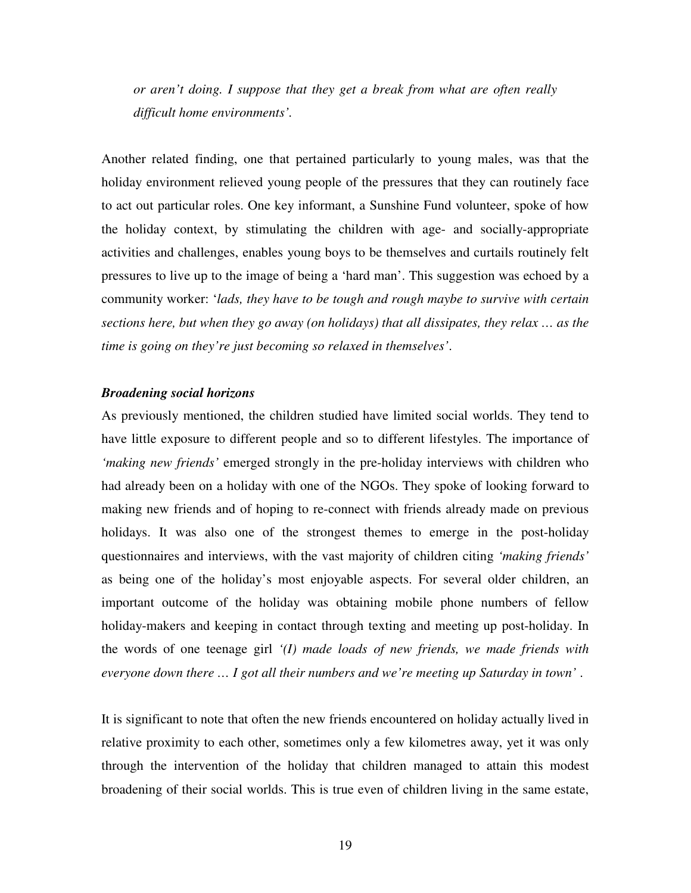*or aren't doing. I suppose that they get a break from what are often really difficult home environments'.*

Another related finding, one that pertained particularly to young males, was that the holiday environment relieved young people of the pressures that they can routinely face to act out particular roles. One key informant, a Sunshine Fund volunteer, spoke of how the holiday context, by stimulating the children with age- and socially-appropriate activities and challenges, enables young boys to be themselves and curtails routinely felt pressures to live up to the image of being a 'hard man'. This suggestion was echoed by a community worker: '*lads, they have to be tough and rough maybe to survive with certain sections here, but when they go away (on holidays) that all dissipates, they relax … as the time is going on they're just becoming so relaxed in themselves'*.

***Broadening social horizons***

As previously mentioned, the children studied have limited social worlds. They tend to have little exposure to different people and so to different lifestyles. The importance of *'making new friends'* emerged strongly in the pre-holiday interviews with children who had already been on a holiday with one of the NGOs. They spoke of looking forward to making new friends and of hoping to re-connect with friends already made on previous holidays. It was also one of the strongest themes to emerge in the post-holiday questionnaires and interviews, with the vast majority of children citing *'making friends'* as being one of the holiday's most enjoyable aspects. For several older children, an important outcome of the holiday was obtaining mobile phone numbers of fellow holiday-makers and keeping in contact through texting and meeting up post-holiday. In the words of one teenage girl *'(I) made loads of new friends, we made friends with everyone down there … I got all their numbers and we're meeting up Saturday in town'* .

It is significant to note that often the new friends encountered on holiday actually lived in relative proximity to each other, sometimes only a few kilometres away, yet it was only through the intervention of the holiday that children managed to attain this modest broadening of their social worlds. This is true even of children living in the same estate,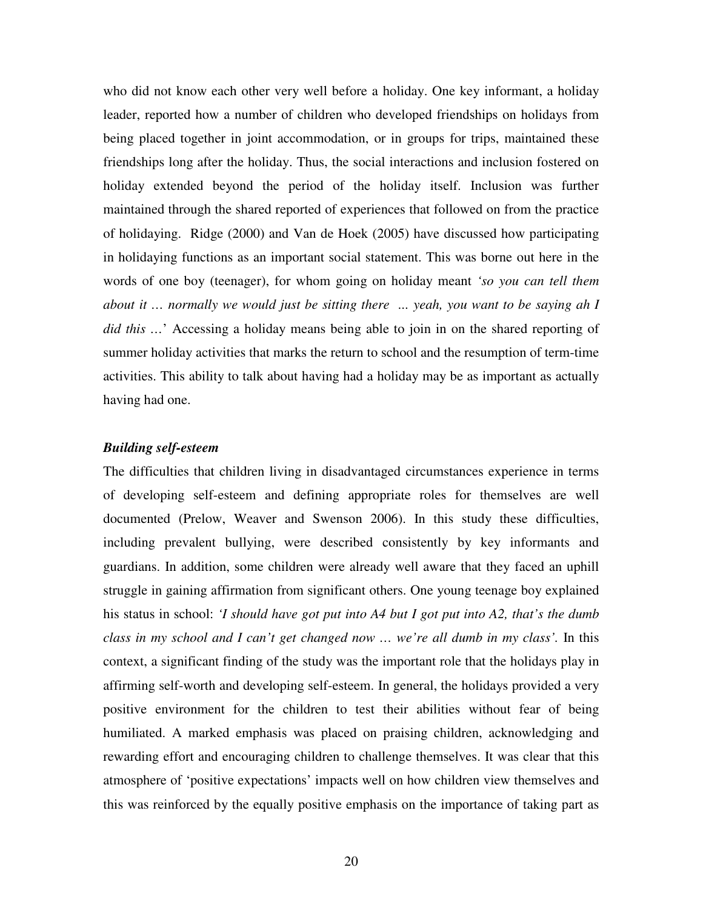who did not know each other very well before a holiday. One key informant, a holiday leader, reported how a number of children who developed friendships on holidays from being placed together in joint accommodation, or in groups for trips, maintained these friendships long after the holiday. Thus, the social interactions and inclusion fostered on holiday extended beyond the period of the holiday itself. Inclusion was further maintained through the shared reported of experiences that followed on from the practice of holidaying. Ridge (2000) and Van de Hoek (2005) have discussed how participating in holidaying functions as an important social statement. This was borne out here in the words of one boy (teenager), for whom going on holiday meant *'so you can tell them about it … normally we would just be sitting there … yeah, you want to be saying ah I did this …'* Accessing a holiday means being able to join in on the shared reporting of summer holiday activities that marks the return to school and the resumption of term-time activities. This ability to talk about having had a holiday may be as important as actually having had one.

### *Building self-esteem*

The difficulties that children living in disadvantaged circumstances experience in terms of developing self-esteem and defining appropriate roles for themselves are well documented (Prelow, Weaver and Swenson 2006). In this study these difficulties, including prevalent bullying, were described consistently by key informants and guardians. In addition, some children were already well aware that they faced an uphill struggle in gaining affirmation from significant others. One young teenage boy explained his status in school: *'I should have got put into A4 but I got put into A2, that's the dumb class in my school and I can't get changed now … we're all dumb in my class'.* In this context, a significant finding of the study was the important role that the holidays play in affirming self-worth and developing self-esteem. In general, the holidays provided a very positive environment for the children to test their abilities without fear of being humiliated. A marked emphasis was placed on praising children, acknowledging and rewarding effort and encouraging children to challenge themselves. It was clear that this atmosphere of 'positive expectations' impacts well on how children view themselves and this was reinforced by the equally positive emphasis on the importance of taking part as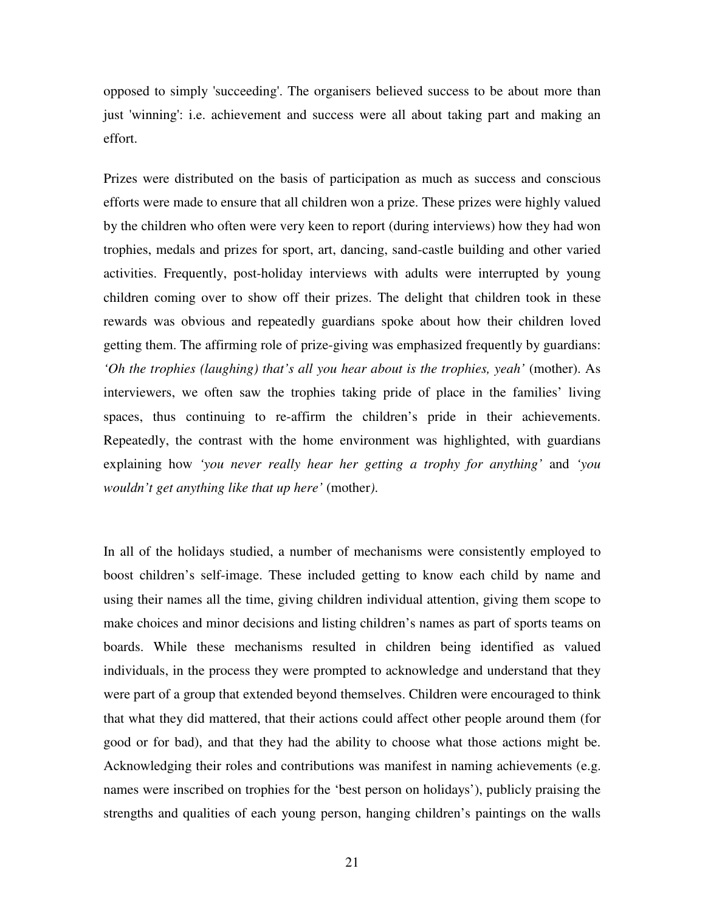opposed to simply 'succeeding'. The organisers believed success to be about more than just 'winning': i.e. achievement and success were all about taking part and making an effort.

Prizes were distributed on the basis of participation as much as success and conscious efforts were made to ensure that all children won a prize. These prizes were highly valued by the children who often were very keen to report (during interviews) how they had won trophies, medals and prizes for sport, art, dancing, sand-castle building and other varied activities. Frequently, post-holiday interviews with adults were interrupted by young children coming over to show off their prizes. The delight that children took in these rewards was obvious and repeatedly guardians spoke about how their children loved getting them. The affirming role of prize-giving was emphasized frequently by guardians: *'Oh the trophies (laughing) that's all you hear about is the trophies, yeah'* (mother). As interviewers, we often saw the trophies taking pride of place in the families' living spaces, thus continuing to re-affirm the children's pride in their achievements. Repeatedly, the contrast with the home environment was highlighted, with guardians explaining how *'you never really hear her getting a trophy for anything'* and *'you wouldn't get anything like that up here'* (mother).

In all of the holidays studied, a number of mechanisms were consistently employed to boost children's self-image. These included getting to know each child by name and using their names all the time, giving children individual attention, giving them scope to make choices and minor decisions and listing children's names as part of sports teams on boards. While these mechanisms resulted in children being identified as valued individuals, in the process they were prompted to acknowledge and understand that they were part of a group that extended beyond themselves. Children were encouraged to think that what they did mattered, that their actions could affect other people around them (for good or for bad), and that they had the ability to choose what those actions might be. Acknowledging their roles and contributions was manifest in naming achievements (e.g. names were inscribed on trophies for the 'best person on holidays'), publicly praising the strengths and qualities of each young person, hanging children's paintings on the walls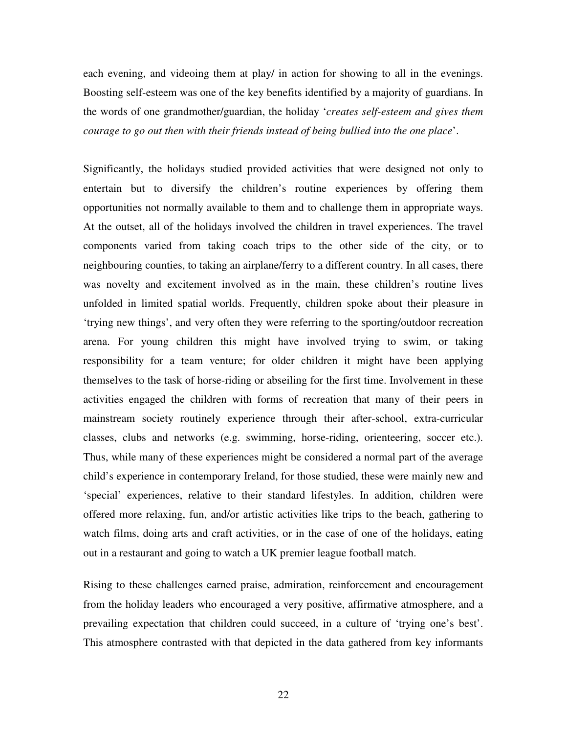each evening, and videoing them at play/ in action for showing to all in the evenings. Boosting self-esteem was one of the key benefits identified by a majority of guardians. In the words of one grandmother/guardian, the holiday '*creates self-esteem and gives them courage to go out then with their friends instead of being bullied into the one place*'.

Significantly, the holidays studied provided activities that were designed not only to entertain but to diversify the children's routine experiences by offering them opportunities not normally available to them and to challenge them in appropriate ways. At the outset, all of the holidays involved the children in travel experiences. The travel components varied from taking coach trips to the other side of the city, or to neighbouring counties, to taking an airplane/ferry to a different country. In all cases, there was novelty and excitement involved as in the main, these children's routine lives unfolded in limited spatial worlds. Frequently, children spoke about their pleasure in 'trying new things', and very often they were referring to the sporting/outdoor recreation arena. For young children this might have involved trying to swim, or taking responsibility for a team venture; for older children it might have been applying themselves to the task of horse-riding or abseiling for the first time. Involvement in these activities engaged the children with forms of recreation that many of their peers in mainstream society routinely experience through their after-school, extra-curricular classes, clubs and networks (e.g. swimming, horse-riding, orienteering, soccer etc.). Thus, while many of these experiences might be considered a normal part of the average child's experience in contemporary Ireland, for those studied, these were mainly new and 'special' experiences, relative to their standard lifestyles. In addition, children were offered more relaxing, fun, and/or artistic activities like trips to the beach, gathering to watch films, doing arts and craft activities, or in the case of one of the holidays, eating out in a restaurant and going to watch a UK premier league football match.

Rising to these challenges earned praise, admiration, reinforcement and encouragement from the holiday leaders who encouraged a very positive, affirmative atmosphere, and a prevailing expectation that children could succeed, in a culture of 'trying one's best'. This atmosphere contrasted with that depicted in the data gathered from key informants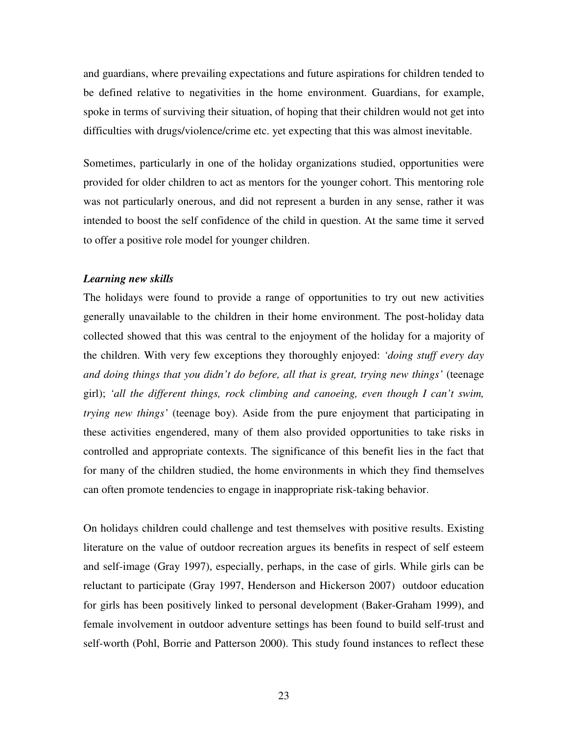and guardians, where prevailing expectations and future aspirations for children tended to be defined relative to negativities in the home environment. Guardians, for example, spoke in terms of surviving their situation, of hoping that their children would not get into difficulties with drugs/violence/crime etc. yet expecting that this was almost inevitable.

Sometimes, particularly in one of the holiday organizations studied, opportunities were provided for older children to act as mentors for the younger cohort. This mentoring role was not particularly onerous, and did not represent a burden in any sense, rather it was intended to boost the self confidence of the child in question. At the same time it served to offer a positive role model for younger children.

***Learning new skills***

The holidays were found to provide a range of opportunities to try out new activities generally unavailable to the children in their home environment. The post-holiday data collected showed that this was central to the enjoyment of the holiday for a majority of the children. With very few exceptions they thoroughly enjoyed: *'doing stuff every day and doing things that you didn't do before, all that is great, trying new things'* (teenage girl); *'all the different things, rock climbing and canoeing, even though I can't swim, trying new things'* (teenage boy). Aside from the pure enjoyment that participating in these activities engendered, many of them also provided opportunities to take risks in controlled and appropriate contexts. The significance of this benefit lies in the fact that for many of the children studied, the home environments in which they find themselves can often promote tendencies to engage in inappropriate risk-taking behavior.

On holidays children could challenge and test themselves with positive results. Existing literature on the value of outdoor recreation argues its benefits in respect of self esteem and self-image (Gray 1997), especially, perhaps, in the case of girls. While girls can be reluctant to participate (Gray 1997, Henderson and Hickerson 2007) outdoor education for girls has been positively linked to personal development (Baker-Graham 1999), and female involvement in outdoor adventure settings has been found to build self-trust and self-worth (Pohl, Borrie and Patterson 2000). This study found instances to reflect these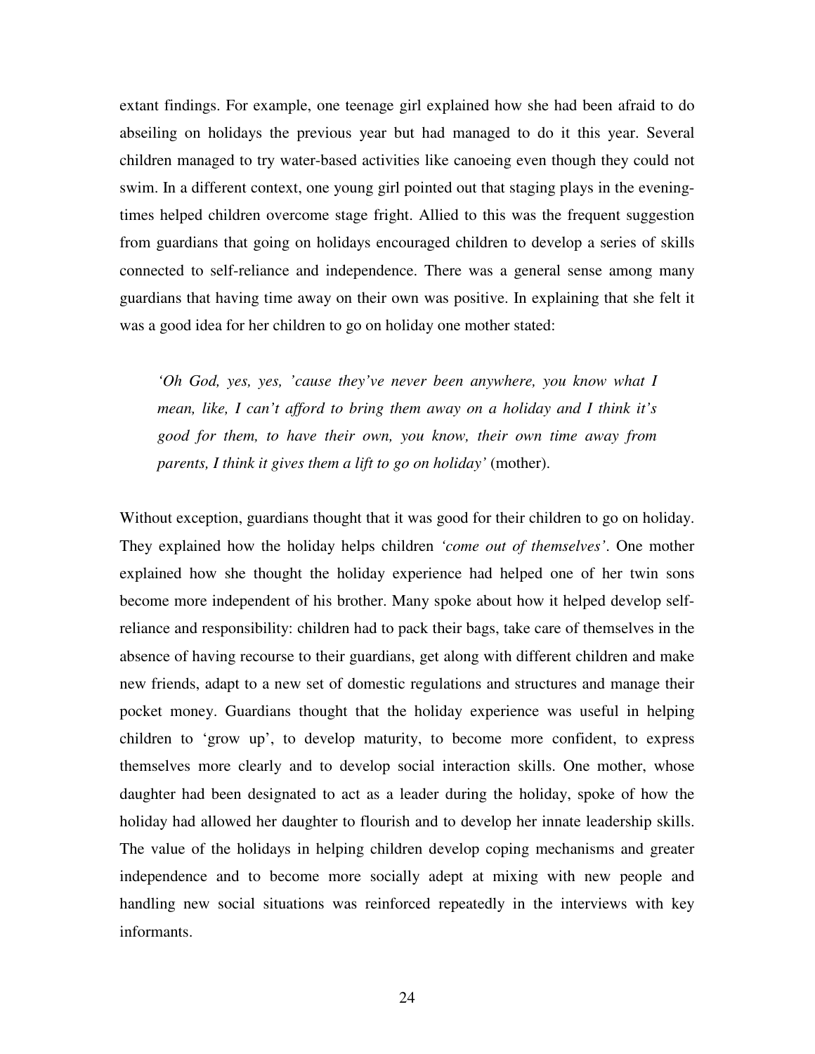extant findings. For example, one teenage girl explained how she had been afraid to do abseiling on holidays the previous year but had managed to do it this year. Several children managed to try water-based activities like canoeing even though they could not swim. In a different context, one young girl pointed out that staging plays in the evening-times helped children overcome stage fright. Allied to this was the frequent suggestion from guardians that going on holidays encouraged children to develop a series of skills connected to self-reliance and independence. There was a general sense among many guardians that having time away on their own was positive. In explaining that she felt it was a good idea for her children to go on holiday one mother stated:

> *'Oh God, yes, yes, 'cause they've never been anywhere, you know what I mean, like, I can't afford to bring them away on a holiday and I think it's good for them, to have their own, you know, their own time away from parents, I think it gives them a lift to go on holiday'* (mother).

Without exception, guardians thought that it was good for their children to go on holiday. They explained how the holiday helps children *'come out of themselves'*. One mother explained how she thought the holiday experience had helped one of her twin sons become more independent of his brother. Many spoke about how it helped develop self-reliance and responsibility: children had to pack their bags, take care of themselves in the absence of having recourse to their guardians, get along with different children and make new friends, adapt to a new set of domestic regulations and structures and manage their pocket money. Guardians thought that the holiday experience was useful in helping children to 'grow up', to develop maturity, to become more confident, to express themselves more clearly and to develop social interaction skills. One mother, whose daughter had been designated to act as a leader during the holiday, spoke of how the holiday had allowed her daughter to flourish and to develop her innate leadership skills. The value of the holidays in helping children develop coping mechanisms and greater independence and to become more socially adept at mixing with new people and handling new social situations was reinforced repeatedly in the interviews with key informants.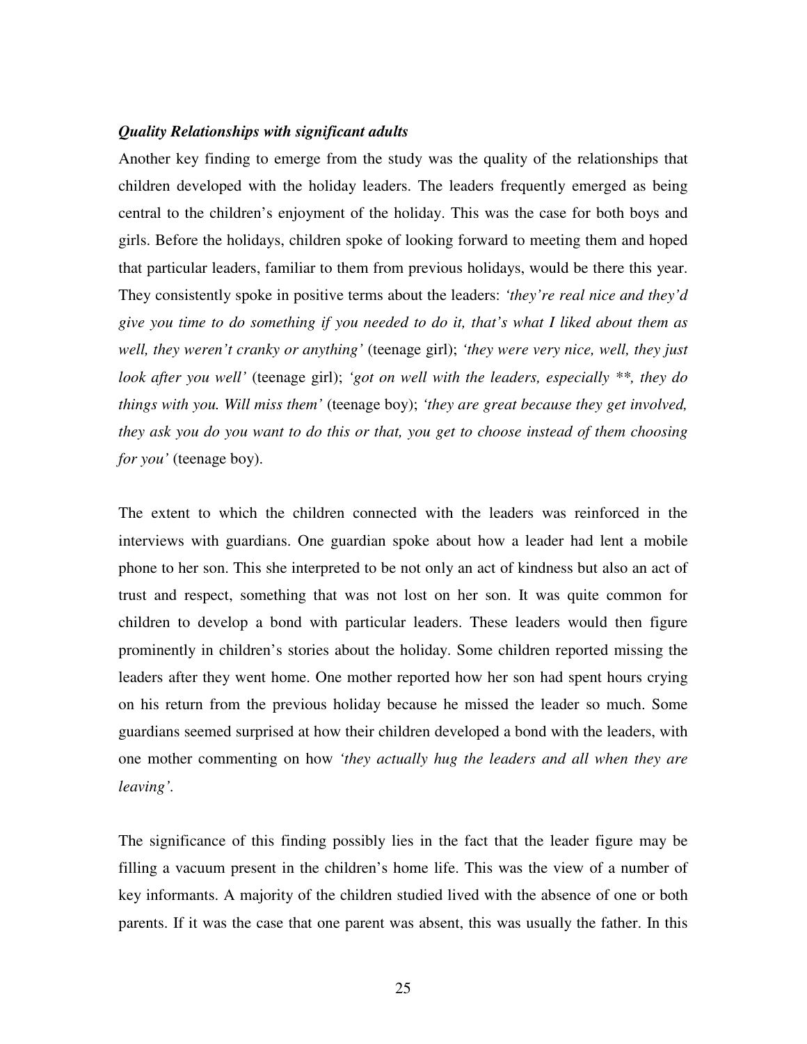### *Quality Relationships with significant adults*

Another key finding to emerge from the study was the quality of the relationships that children developed with the holiday leaders. The leaders frequently emerged as being central to the children's enjoyment of the holiday. This was the case for both boys and girls. Before the holidays, children spoke of looking forward to meeting them and hoped that particular leaders, familiar to them from previous holidays, would be there this year. They consistently spoke in positive terms about the leaders: *'they're real nice and they'd give you time to do something if you needed to do it, that's what I liked about them as well, they weren't cranky or anything'* (teenage girl); *'they were very nice, well, they just look after you well'* (teenage girl); *'got on well with the leaders, especially **, they do things with you. Will miss them'* (teenage boy); *'they are great because they get involved, they ask you do you want to do this or that, you get to choose instead of them choosing for you'* (teenage boy).

The extent to which the children connected with the leaders was reinforced in the interviews with guardians. One guardian spoke about how a leader had lent a mobile phone to her son. This she interpreted to be not only an act of kindness but also an act of trust and respect, something that was not lost on her son. It was quite common for children to develop a bond with particular leaders. These leaders would then figure prominently in children's stories about the holiday. Some children reported missing the leaders after they went home. One mother reported how her son had spent hours crying on his return from the previous holiday because he missed the leader so much. Some guardians seemed surprised at how their children developed a bond with the leaders, with one mother commenting on how *'they actually hug the leaders and all when they are leaving'*.

The significance of this finding possibly lies in the fact that the leader figure may be filling a vacuum present in the children's home life. This was the view of a number of key informants. A majority of the children studied lived with the absence of one or both parents. If it was the case that one parent was absent, this was usually the father. In this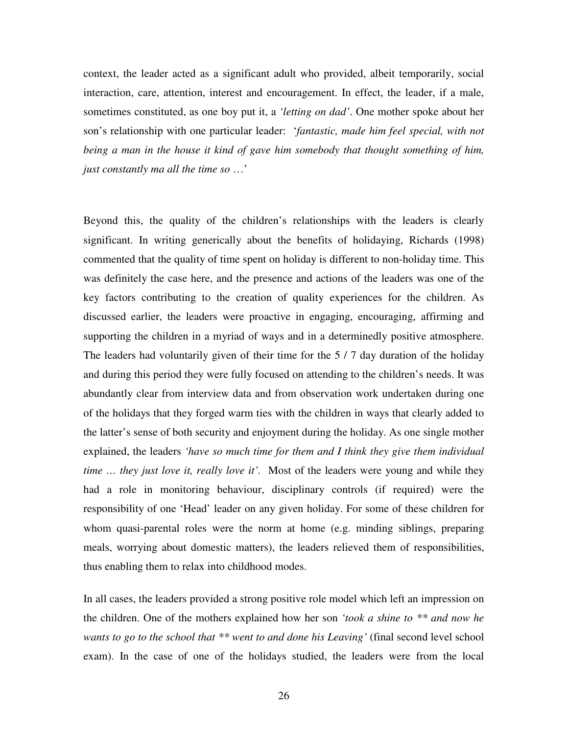context, the leader acted as a significant adult who provided, albeit temporarily, social interaction, care, attention, interest and encouragement. In effect, the leader, if a male, sometimes constituted, as one boy put it, a *'letting on dad'*. One mother spoke about her son's relationship with one particular leader: '*fantastic, made him feel special, with not being a man in the house it kind of gave him somebody that thought something of him, just constantly ma all the time so* …'

Beyond this, the quality of the children's relationships with the leaders is clearly significant. In writing generically about the benefits of holidaying, Richards (1998) commented that the quality of time spent on holiday is different to non-holiday time. This was definitely the case here, and the presence and actions of the leaders was one of the key factors contributing to the creation of quality experiences for the children. As discussed earlier, the leaders were proactive in engaging, encouraging, affirming and supporting the children in a myriad of ways and in a determinedly positive atmosphere. The leaders had voluntarily given of their time for the 5 / 7 day duration of the holiday and during this period they were fully focused on attending to the children's needs. It was abundantly clear from interview data and from observation work undertaken during one of the holidays that they forged warm ties with the children in ways that clearly added to the latter's sense of both security and enjoyment during the holiday. As one single mother explained, the leaders *'have so much time for them and I think they give them individual time … they just love it, really love it'*. Most of the leaders were young and while they had a role in monitoring behaviour, disciplinary controls (if required) were the responsibility of one 'Head' leader on any given holiday. For some of these children for whom quasi-parental roles were the norm at home (e.g. minding siblings, preparing meals, worrying about domestic matters), the leaders relieved them of responsibilities, thus enabling them to relax into childhood modes.

In all cases, the leaders provided a strong positive role model which left an impression on the children. One of the mothers explained how her son *'took a shine to ** and now he wants to go to the school that ** went to and done his Leaving'* (final second level school exam). In the case of one of the holidays studied, the leaders were from the local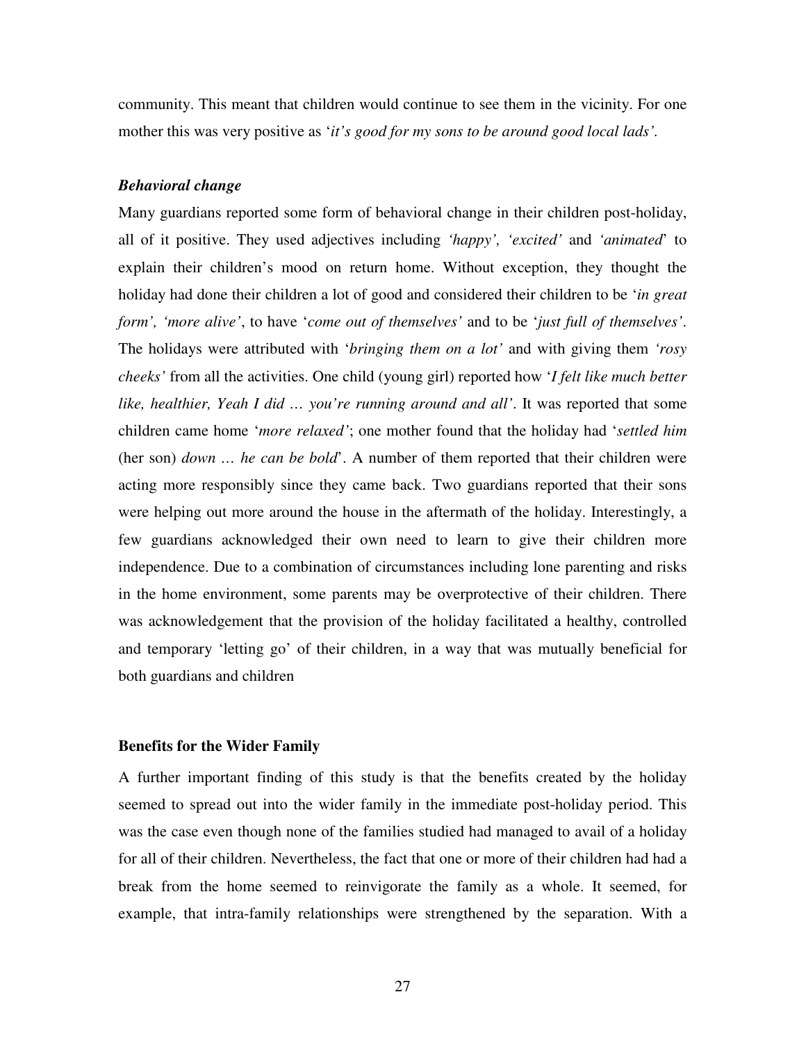community. This meant that children would continue to see them in the vicinity. For one mother this was very positive as '*it's good for my sons to be around good local lads'*.

### *Behavioral change*

Many guardians reported some form of behavioral change in their children post-holiday, all of it positive. They used adjectives including *'happy', 'excited'* and *'animated*' to explain their children's mood on return home. Without exception, they thought the holiday had done their children a lot of good and considered their children to be '*in great form', 'more alive'*, to have '*come out of themselves'* and to be '*just full of themselves'*. The holidays were attributed with '*bringing them on a lot'* and with giving them *'rosy cheeks'* from all the activities. One child (young girl) reported how '*I felt like much better like, healthier, Yeah I did … you're running around and all'*. It was reported that some children came home '*more relaxed'*; one mother found that the holiday had '*settled him* (her son) *down … he can be bold*'. A number of them reported that their children were acting more responsibly since they came back. Two guardians reported that their sons were helping out more around the house in the aftermath of the holiday. Interestingly, a few guardians acknowledged their own need to learn to give their children more independence. Due to a combination of circumstances including lone parenting and risks in the home environment, some parents may be overprotective of their children. There was acknowledgement that the provision of the holiday facilitated a healthy, controlled and temporary 'letting go' of their children, in a way that was mutually beneficial for both guardians and children

## Benefits for the Wider Family

A further important finding of this study is that the benefits created by the holiday seemed to spread out into the wider family in the immediate post-holiday period. This was the case even though none of the families studied had managed to avail of a holiday for all of their children. Nevertheless, the fact that one or more of their children had had a break from the home seemed to reinvigorate the family as a whole. It seemed, for example, that intra-family relationships were strengthened by the separation. With a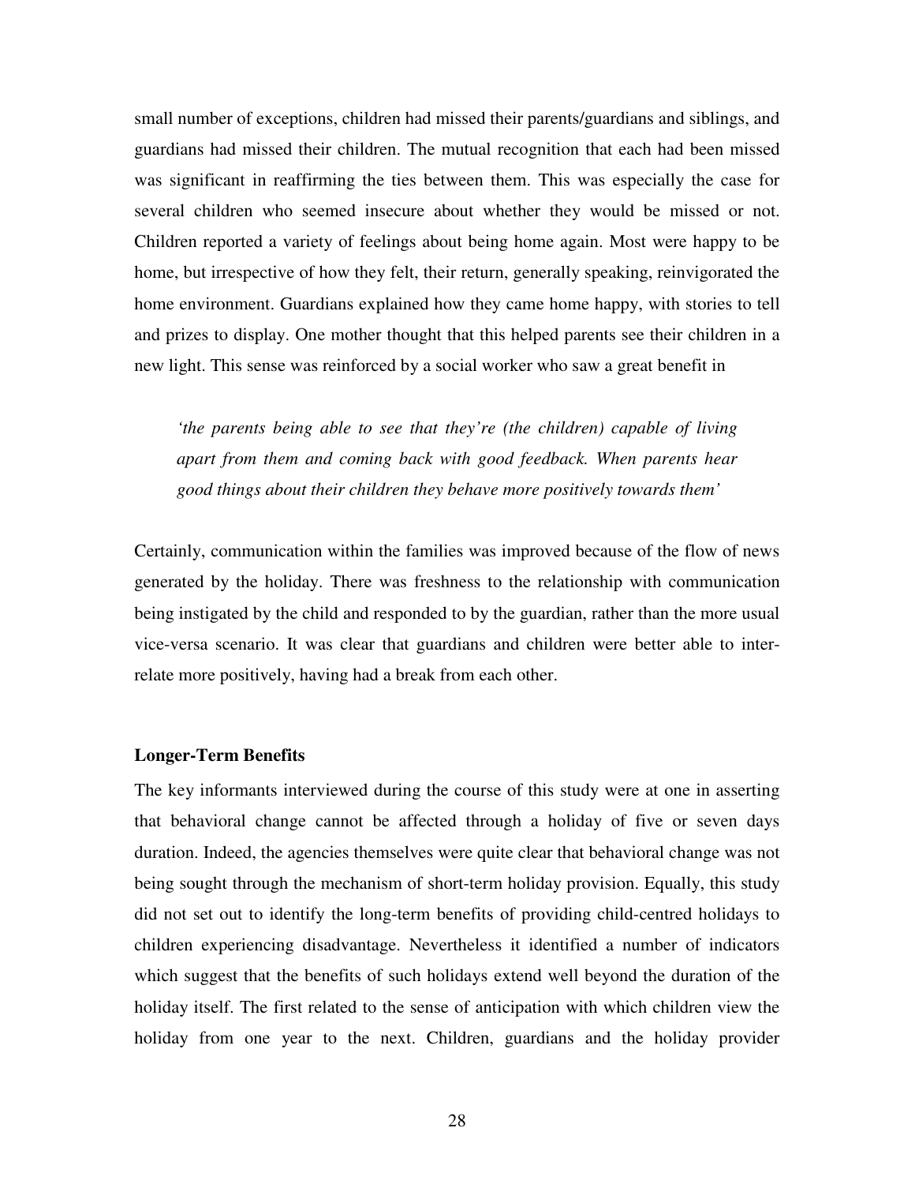small number of exceptions, children had missed their parents/guardians and siblings, and guardians had missed their children. The mutual recognition that each had been missed was significant in reaffirming the ties between them. This was especially the case for several children who seemed insecure about whether they would be missed or not. Children reported a variety of feelings about being home again. Most were happy to be home, but irrespective of how they felt, their return, generally speaking, reinvigorated the home environment. Guardians explained how they came home happy, with stories to tell and prizes to display. One mother thought that this helped parents see their children in a new light. This sense was reinforced by a social worker who saw a great benefit in

> *'the parents being able to see that they're (the children) capable of living apart from them and coming back with good feedback. When parents hear good things about their children they behave more positively towards them'*

Certainly, communication within the families was improved because of the flow of news generated by the holiday. There was freshness to the relationship with communication being instigated by the child and responded to by the guardian, rather than the more usual vice-versa scenario. It was clear that guardians and children were better able to inter-relate more positively, having had a break from each other.

**Longer-Term Benefits**

The key informants interviewed during the course of this study were at one in asserting that behavioral change cannot be affected through a holiday of five or seven days duration. Indeed, the agencies themselves were quite clear that behavioral change was not being sought through the mechanism of short-term holiday provision. Equally, this study did not set out to identify the long-term benefits of providing child-centred holidays to children experiencing disadvantage. Nevertheless it identified a number of indicators which suggest that the benefits of such holidays extend well beyond the duration of the holiday itself. The first related to the sense of anticipation with which children view the holiday from one year to the next. Children, guardians and the holiday provider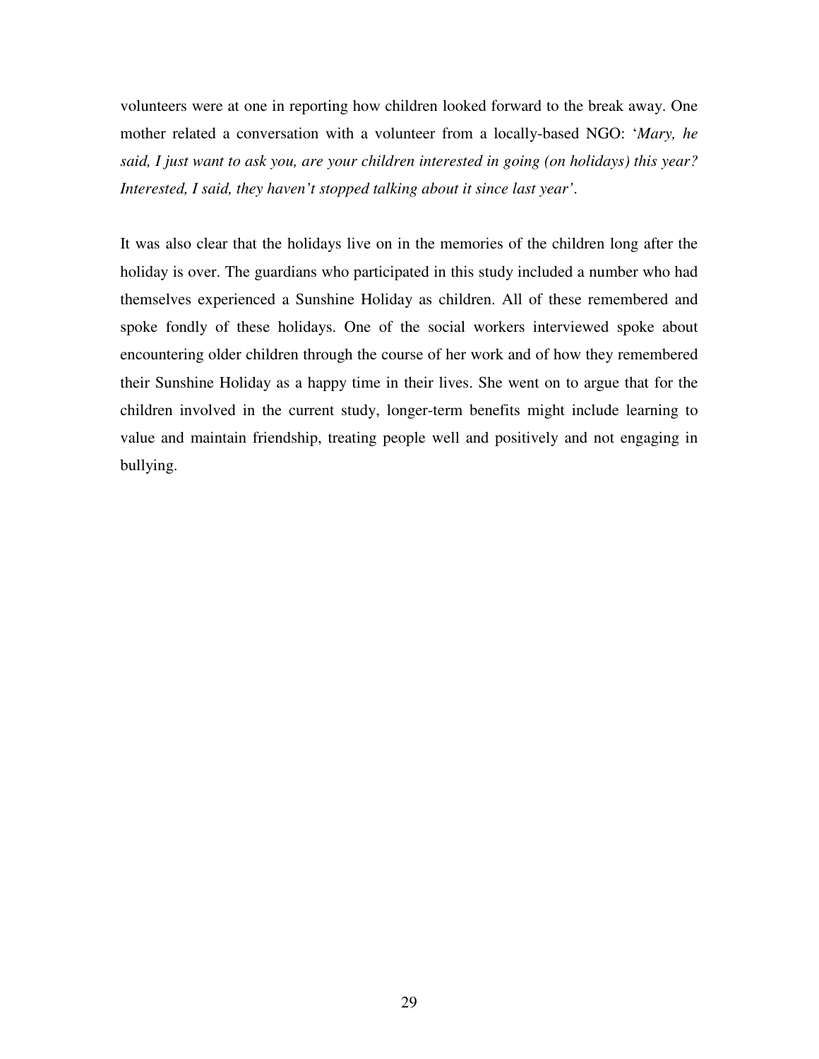volunteers were at one in reporting how children looked forward to the break away. One mother related a conversation with a volunteer from a locally-based NGO: '*Mary, he said, I just want to ask you, are your children interested in going (on holidays) this year? Interested, I said, they haven't stopped talking about it since last year*'.

It was also clear that the holidays live on in the memories of the children long after the holiday is over. The guardians who participated in this study included a number who had themselves experienced a Sunshine Holiday as children. All of these remembered and spoke fondly of these holidays. One of the social workers interviewed spoke about encountering older children through the course of her work and of how they remembered their Sunshine Holiday as a happy time in their lives. She went on to argue that for the children involved in the current study, longer-term benefits might include learning to value and maintain friendship, treating people well and positively and not engaging in bullying.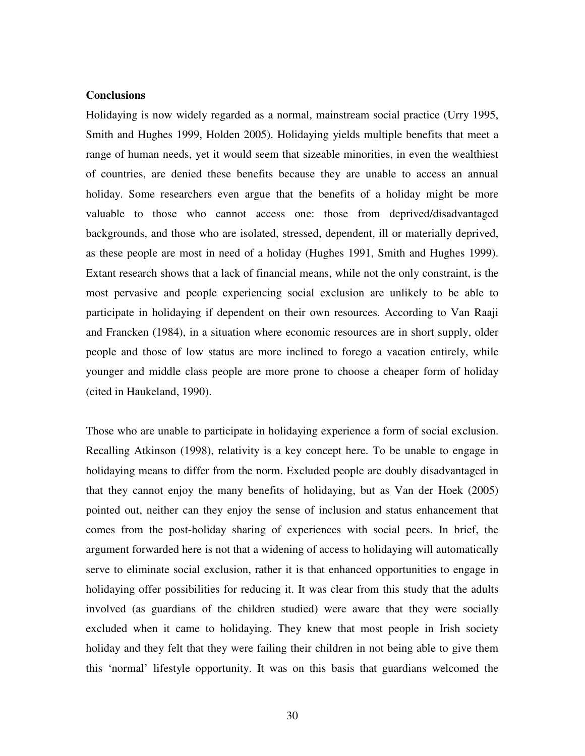## Conclusions

Holidaying is now widely regarded as a normal, mainstream social practice (Urry 1995, Smith and Hughes 1999, Holden 2005). Holidaying yields multiple benefits that meet a range of human needs, yet it would seem that sizeable minorities, in even the wealthiest of countries, are denied these benefits because they are unable to access an annual holiday. Some researchers even argue that the benefits of a holiday might be more valuable to those who cannot access one: those from deprived/disadvantaged backgrounds, and those who are isolated, stressed, dependent, ill or materially deprived, as these people are most in need of a holiday (Hughes 1991, Smith and Hughes 1999). Extant research shows that a lack of financial means, while not the only constraint, is the most pervasive and people experiencing social exclusion are unlikely to be able to participate in holidaying if dependent on their own resources. According to Van Raaji and Francken (1984), in a situation where economic resources are in short supply, older people and those of low status are more inclined to forego a vacation entirely, while younger and middle class people are more prone to choose a cheaper form of holiday (cited in Haukeland, 1990).

Those who are unable to participate in holidaying experience a form of social exclusion. Recalling Atkinson (1998), relativity is a key concept here. To be unable to engage in holidaying means to differ from the norm. Excluded people are doubly disadvantaged in that they cannot enjoy the many benefits of holidaying, but as Van der Hoek (2005) pointed out, neither can they enjoy the sense of inclusion and status enhancement that comes from the post-holiday sharing of experiences with social peers. In brief, the argument forwarded here is not that a widening of access to holidaying will automatically serve to eliminate social exclusion, rather it is that enhanced opportunities to engage in holidaying offer possibilities for reducing it. It was clear from this study that the adults involved (as guardians of the children studied) were aware that they were socially excluded when it came to holidaying. They knew that most people in Irish society holiday and they felt that they were failing their children in not being able to give them this 'normal' lifestyle opportunity. It was on this basis that guardians welcomed the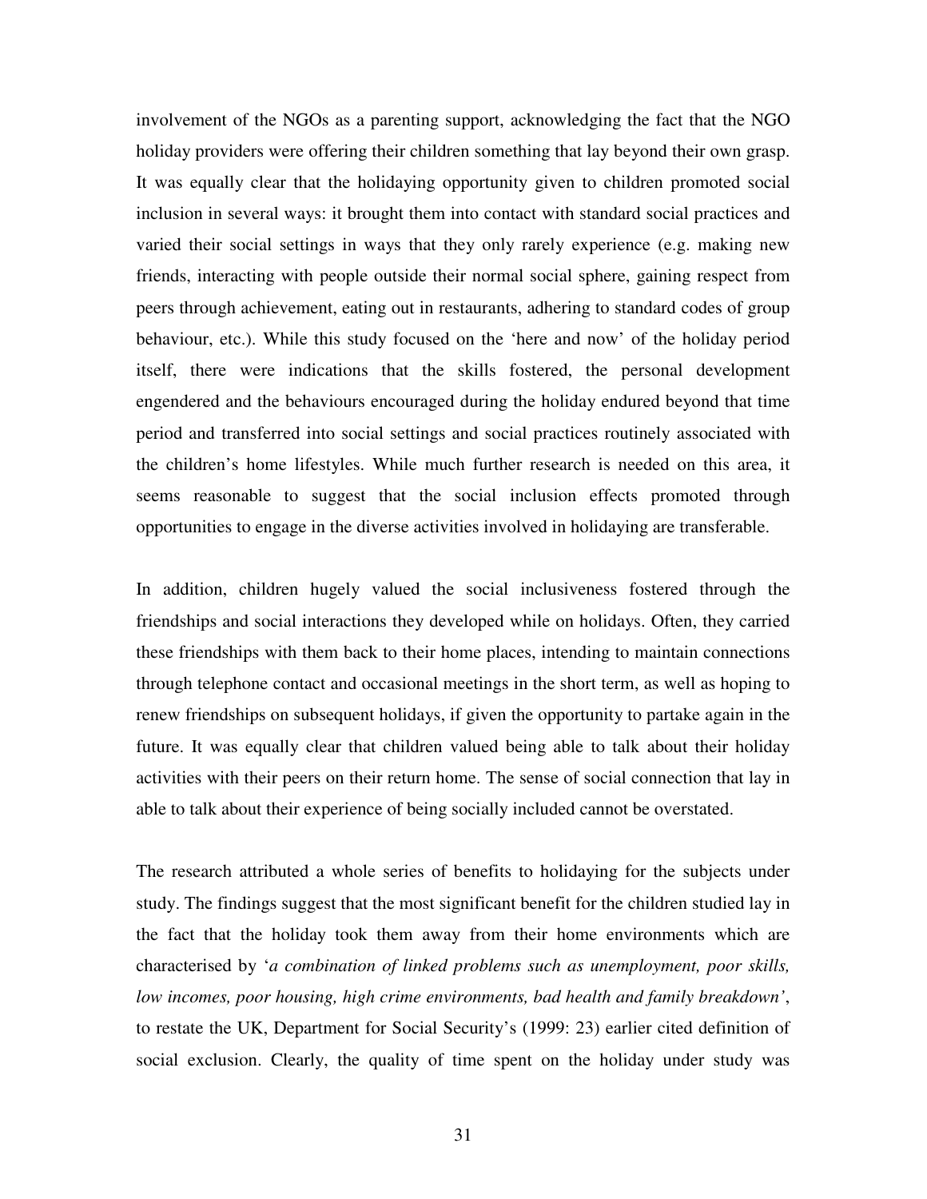involvement of the NGOs as a parenting support, acknowledging the fact that the NGO holiday providers were offering their children something that lay beyond their own grasp. It was equally clear that the holidaying opportunity given to children promoted social inclusion in several ways: it brought them into contact with standard social practices and varied their social settings in ways that they only rarely experience (e.g. making new friends, interacting with people outside their normal social sphere, gaining respect from peers through achievement, eating out in restaurants, adhering to standard codes of group behaviour, etc.). While this study focused on the 'here and now' of the holiday period itself, there were indications that the skills fostered, the personal development engendered and the behaviours encouraged during the holiday endured beyond that time period and transferred into social settings and social practices routinely associated with the children's home lifestyles. While much further research is needed on this area, it seems reasonable to suggest that the social inclusion effects promoted through opportunities to engage in the diverse activities involved in holidaying are transferable.

In addition, children hugely valued the social inclusiveness fostered through the friendships and social interactions they developed while on holidays. Often, they carried these friendships with them back to their home places, intending to maintain connections through telephone contact and occasional meetings in the short term, as well as hoping to renew friendships on subsequent holidays, if given the opportunity to partake again in the future. It was equally clear that children valued being able to talk about their holiday activities with their peers on their return home. The sense of social connection that lay in able to talk about their experience of being socially included cannot be overstated.

The research attributed a whole series of benefits to holidaying for the subjects under study. The findings suggest that the most significant benefit for the children studied lay in the fact that the holiday took them away from their home environments which are characterised by '*a combination of linked problems such as unemployment, poor skills, low incomes, poor housing, high crime environments, bad health and family breakdown*', to restate the UK, Department for Social Security's (1999: 23) earlier cited definition of social exclusion. Clearly, the quality of time spent on the holiday under study was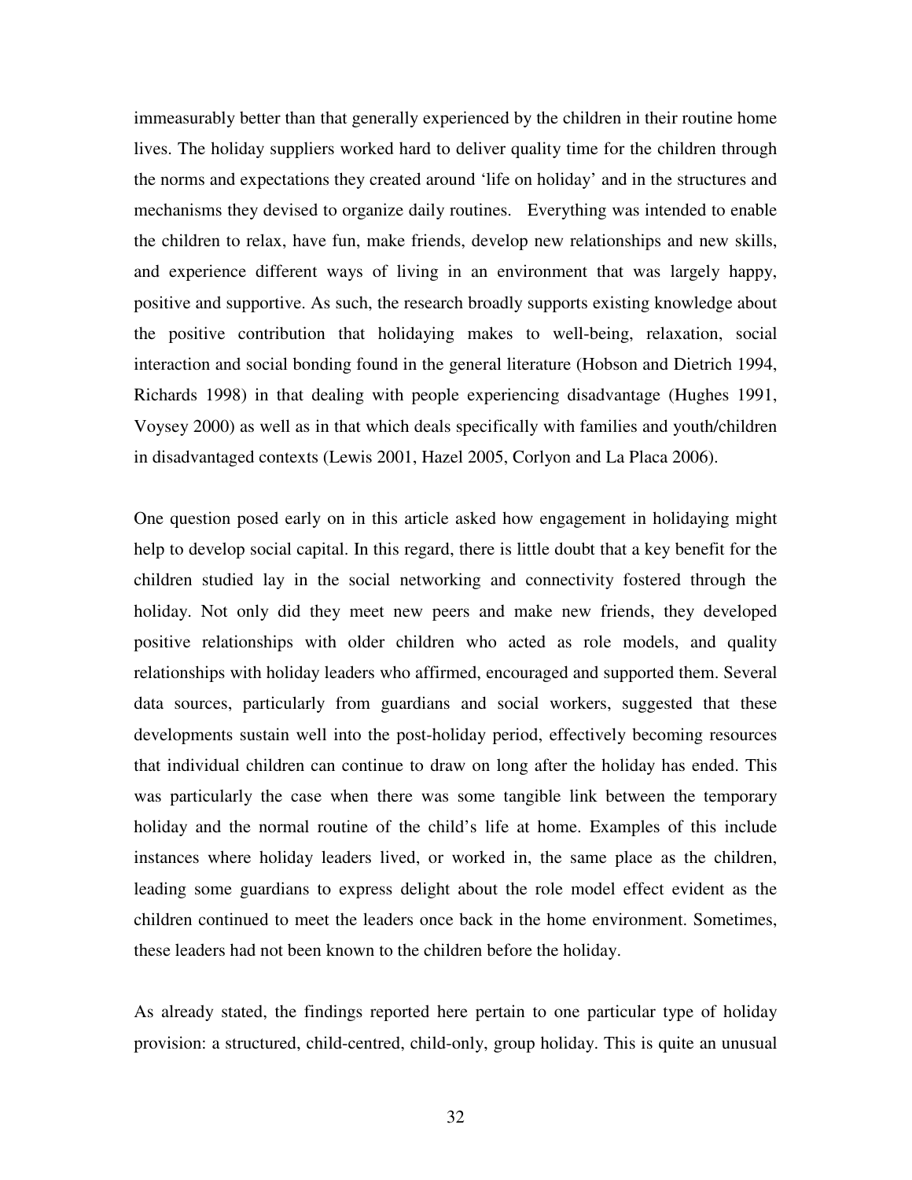immeasurably better than that generally experienced by the children in their routine home lives. The holiday suppliers worked hard to deliver quality time for the children through the norms and expectations they created around 'life on holiday' and in the structures and mechanisms they devised to organize daily routines. Everything was intended to enable the children to relax, have fun, make friends, develop new relationships and new skills, and experience different ways of living in an environment that was largely happy, positive and supportive. As such, the research broadly supports existing knowledge about the positive contribution that holidaying makes to well-being, relaxation, social interaction and social bonding found in the general literature (Hobson and Dietrich 1994, Richards 1998) in that dealing with people experiencing disadvantage (Hughes 1991, Voysey 2000) as well as in that which deals specifically with families and youth/children in disadvantaged contexts (Lewis 2001, Hazel 2005, Corlyon and La Placa 2006).

One question posed early on in this article asked how engagement in holidaying might help to develop social capital. In this regard, there is little doubt that a key benefit for the children studied lay in the social networking and connectivity fostered through the holiday. Not only did they meet new peers and make new friends, they developed positive relationships with older children who acted as role models, and quality relationships with holiday leaders who affirmed, encouraged and supported them. Several data sources, particularly from guardians and social workers, suggested that these developments sustain well into the post-holiday period, effectively becoming resources that individual children can continue to draw on long after the holiday has ended. This was particularly the case when there was some tangible link between the temporary holiday and the normal routine of the child's life at home. Examples of this include instances where holiday leaders lived, or worked in, the same place as the children, leading some guardians to express delight about the role model effect evident as the children continued to meet the leaders once back in the home environment. Sometimes, these leaders had not been known to the children before the holiday.

As already stated, the findings reported here pertain to one particular type of holiday provision: a structured, child-centred, child-only, group holiday. This is quite an unusual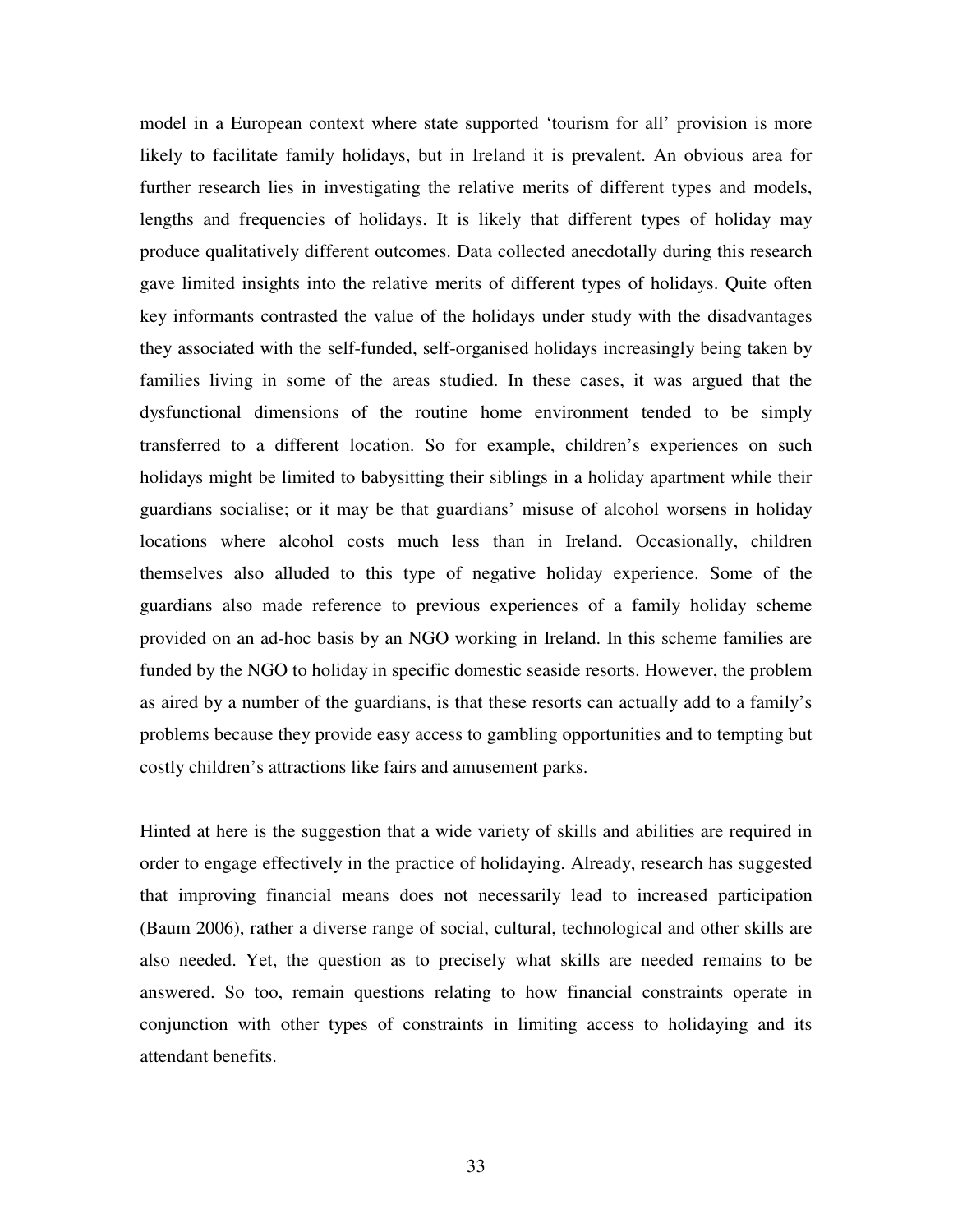model in a European context where state supported 'tourism for all' provision is more likely to facilitate family holidays, but in Ireland it is prevalent. An obvious area for further research lies in investigating the relative merits of different types and models, lengths and frequencies of holidays. It is likely that different types of holiday may produce qualitatively different outcomes. Data collected anecdotally during this research gave limited insights into the relative merits of different types of holidays. Quite often key informants contrasted the value of the holidays under study with the disadvantages they associated with the self-funded, self-organised holidays increasingly being taken by families living in some of the areas studied. In these cases, it was argued that the dysfunctional dimensions of the routine home environment tended to be simply transferred to a different location. So for example, children's experiences on such holidays might be limited to babysitting their siblings in a holiday apartment while their guardians socialise; or it may be that guardians' misuse of alcohol worsens in holiday locations where alcohol costs much less than in Ireland. Occasionally, children themselves also alluded to this type of negative holiday experience. Some of the guardians also made reference to previous experiences of a family holiday scheme provided on an ad-hoc basis by an NGO working in Ireland. In this scheme families are funded by the NGO to holiday in specific domestic seaside resorts. However, the problem as aired by a number of the guardians, is that these resorts can actually add to a family's problems because they provide easy access to gambling opportunities and to tempting but costly children's attractions like fairs and amusement parks.

Hinted at here is the suggestion that a wide variety of skills and abilities are required in order to engage effectively in the practice of holidaying. Already, research has suggested that improving financial means does not necessarily lead to increased participation (Baum 2006), rather a diverse range of social, cultural, technological and other skills are also needed. Yet, the question as to precisely what skills are needed remains to be answered. So too, remain questions relating to how financial constraints operate in conjunction with other types of constraints in limiting access to holidaying and its attendant benefits.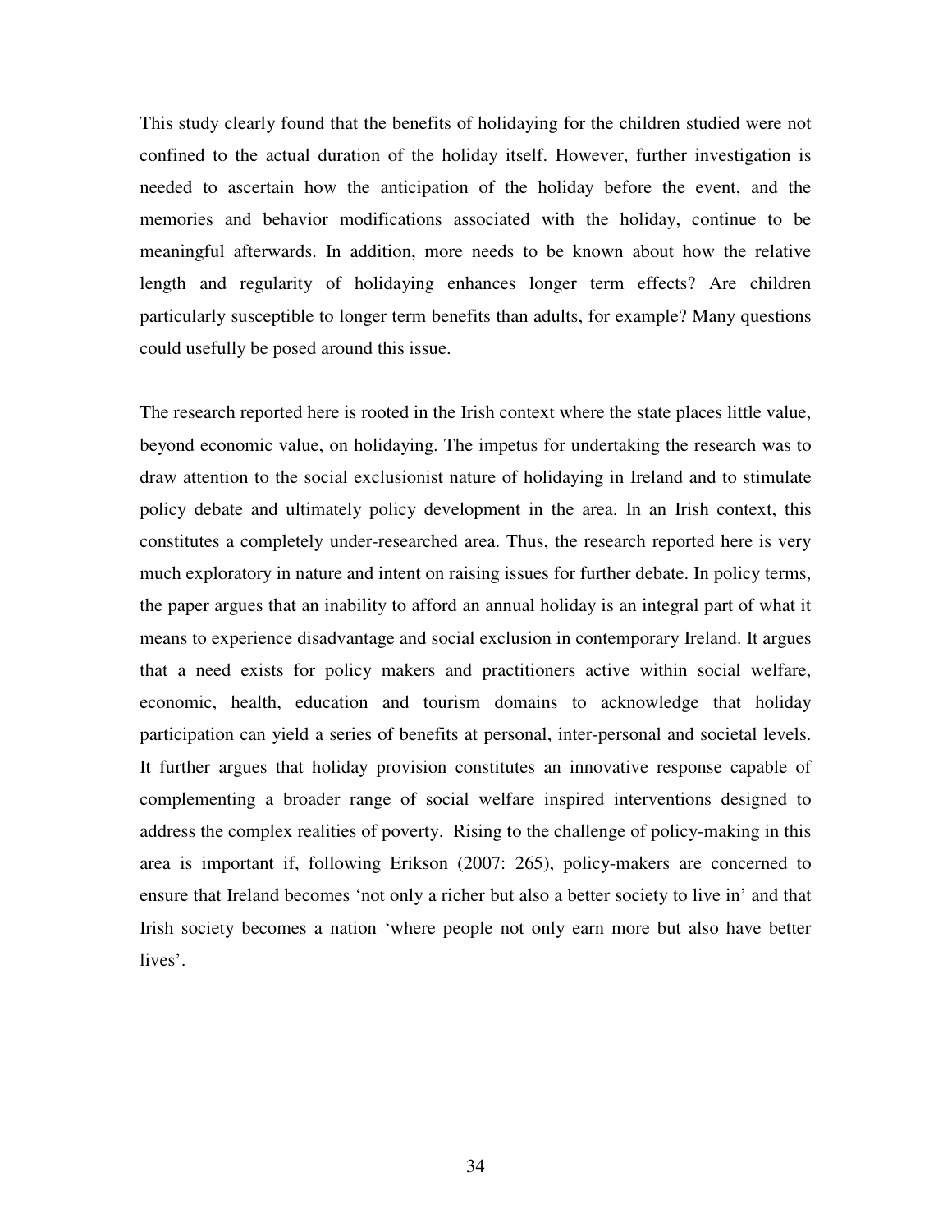This study clearly found that the benefits of holidaying for the children studied were not confined to the actual duration of the holiday itself. However, further investigation is needed to ascertain how the anticipation of the holiday before the event, and the memories and behavior modifications associated with the holiday, continue to be meaningful afterwards. In addition, more needs to be known about how the relative length and regularity of holidaying enhances longer term effects? Are children particularly susceptible to longer term benefits than adults, for example? Many questions could usefully be posed around this issue.

The research reported here is rooted in the Irish context where the state places little value, beyond economic value, on holidaying. The impetus for undertaking the research was to draw attention to the social exclusionist nature of holidaying in Ireland and to stimulate policy debate and ultimately policy development in the area. In an Irish context, this constitutes a completely under-researched area. Thus, the research reported here is very much exploratory in nature and intent on raising issues for further debate. In policy terms, the paper argues that an inability to afford an annual holiday is an integral part of what it means to experience disadvantage and social exclusion in contemporary Ireland. It argues that a need exists for policy makers and practitioners active within social welfare, economic, health, education and tourism domains to acknowledge that holiday participation can yield a series of benefits at personal, inter-personal and societal levels. It further argues that holiday provision constitutes an innovative response capable of complementing a broader range of social welfare inspired interventions designed to address the complex realities of poverty. Rising to the challenge of policy-making in this area is important if, following Erikson (2007: 265), policy-makers are concerned to ensure that Ireland becomes 'not only a richer but also a better society to live in' and that Irish society becomes a nation 'where people not only earn more but also have better lives'.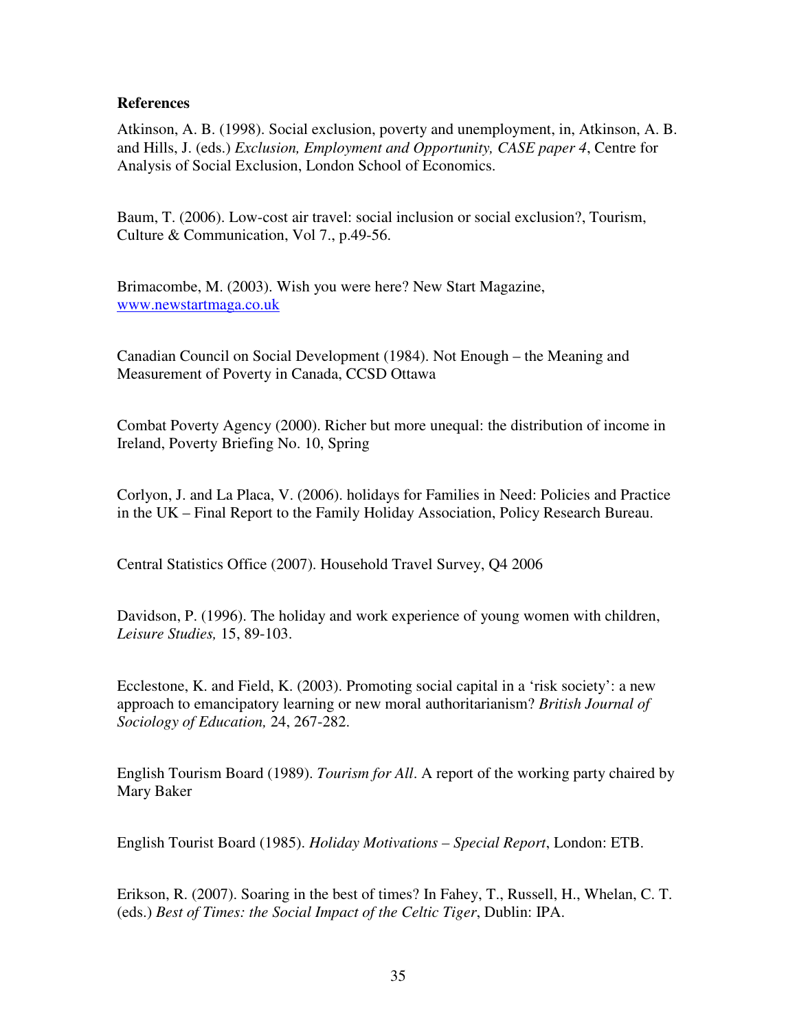**References**

Atkinson, A. B. (1998). Social exclusion, poverty and unemployment, in, Atkinson, A. B. and Hills, J. (eds.) *Exclusion, Employment and Opportunity, CASE paper 4*, Centre for Analysis of Social Exclusion, London School of Economics.

Baum, T. (2006). Low-cost air travel: social inclusion or social exclusion?, Tourism, Culture & Communication, Vol 7., p.49-56.

Brimacombe, M. (2003). Wish you were here? New Start Magazine, www.newstartmaga.co.uk

Canadian Council on Social Development (1984). Not Enough – the Meaning and Measurement of Poverty in Canada, CCSD Ottawa

Combat Poverty Agency (2000). Richer but more unequal: the distribution of income in Ireland, Poverty Briefing No. 10, Spring

Corlyon, J. and La Placa, V. (2006). holidays for Families in Need: Policies and Practice in the UK – Final Report to the Family Holiday Association, Policy Research Bureau.

Central Statistics Office (2007). Household Travel Survey, Q4 2006

Davidson, P. (1996). The holiday and work experience of young women with children, *Leisure Studies,* 15, 89-103.

Ecclestone, K. and Field, K. (2003). Promoting social capital in a 'risk society': a new approach to emancipatory learning or new moral authoritarianism? *British Journal of Sociology of Education,* 24, 267-282.

English Tourism Board (1989). *Tourism for All*. A report of the working party chaired by Mary Baker

English Tourist Board (1985). *Holiday Motivations – Special Report*, London: ETB.

Erikson, R. (2007). Soaring in the best of times? In Fahey, T., Russell, H., Whelan, C. T. (eds.) *Best of Times: the Social Impact of the Celtic Tiger*, Dublin: IPA.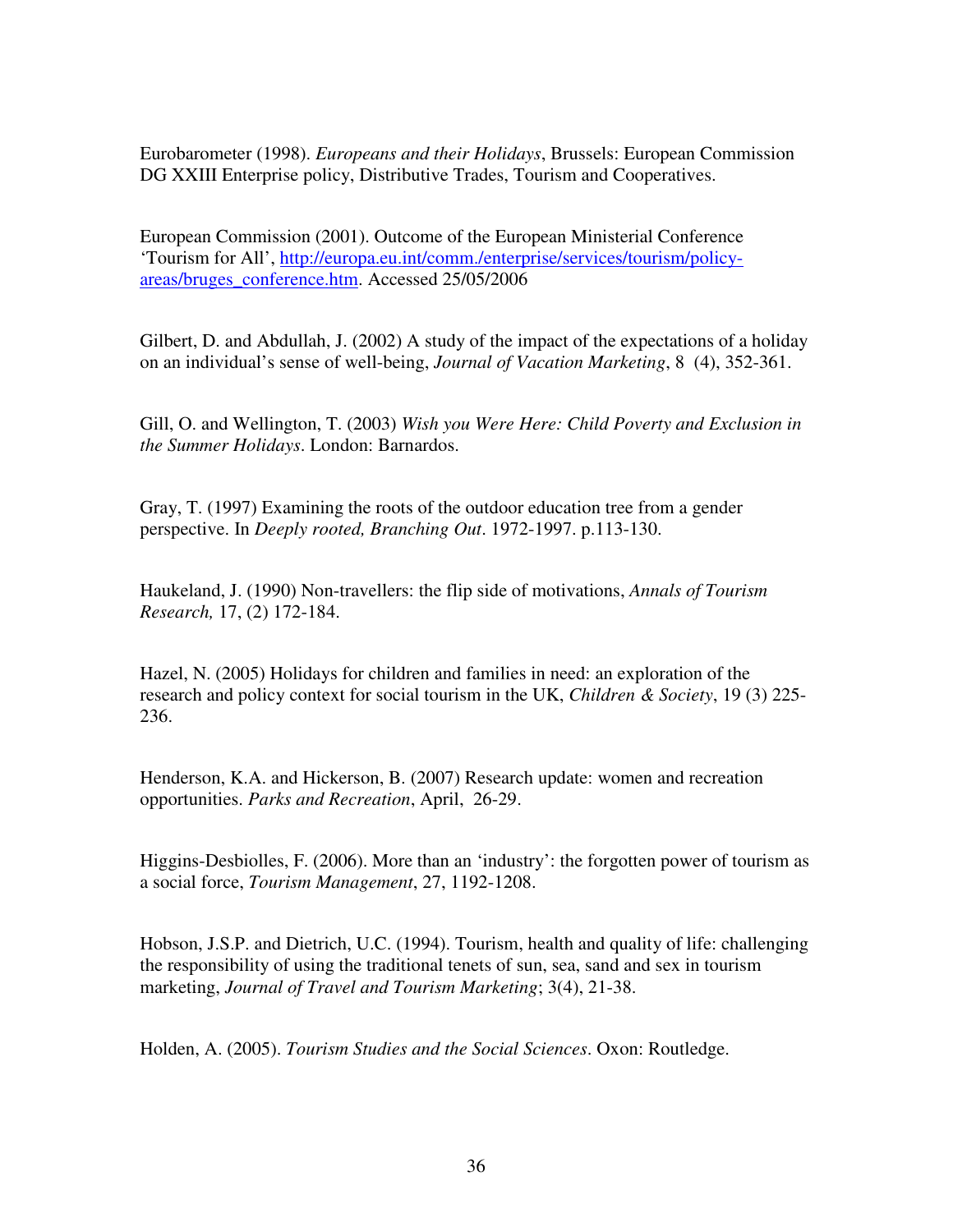Eurobarometer (1998). *Europeans and their Holidays*, Brussels: European Commission DG XXIII Enterprise policy, Distributive Trades, Tourism and Cooperatives.

European Commission (2001). Outcome of the European Ministerial Conference 'Tourism for All', [http://europa.eu.int/comm./enterprise/services/tourism/policy-areas/bruges_conference.htm](http://europa.eu.int/comm./enterprise/services/tourism/policy-areas/bruges_conference.htm). Accessed 25/05/2006

Gilbert, D. and Abdullah, J. (2002) A study of the impact of the expectations of a holiday on an individual's sense of well-being, *Journal of Vacation Marketing*, 8 (4), 352-361.

Gill, O. and Wellington, T. (2003) *Wish you Were Here: Child Poverty and Exclusion in the Summer Holidays*. London: Barnardos.

Gray, T. (1997) Examining the roots of the outdoor education tree from a gender perspective. In *Deeply rooted, Branching Out*. 1972-1997. p.113-130.

Haukeland, J. (1990) Non-travellers: the flip side of motivations, *Annals of Tourism Research,* 17, (2) 172-184.

Hazel, N. (2005) Holidays for children and families in need: an exploration of the research and policy context for social tourism in the UK, *Children & Society*, 19 (3) 225-236.

Henderson, K.A. and Hickerson, B. (2007) Research update: women and recreation opportunities. *Parks and Recreation*, April, 26-29.

Higgins-Desbiolles, F. (2006). More than an 'industry': the forgotten power of tourism as a social force, *Tourism Management*, 27, 1192-1208.

Hobson, J.S.P. and Dietrich, U.C. (1994). Tourism, health and quality of life: challenging the responsibility of using the traditional tenets of sun, sea, sand and sex in tourism marketing, *Journal of Travel and Tourism Marketing*; 3(4), 21-38.

Holden, A. (2005). *Tourism Studies and the Social Sciences*. Oxon: Routledge.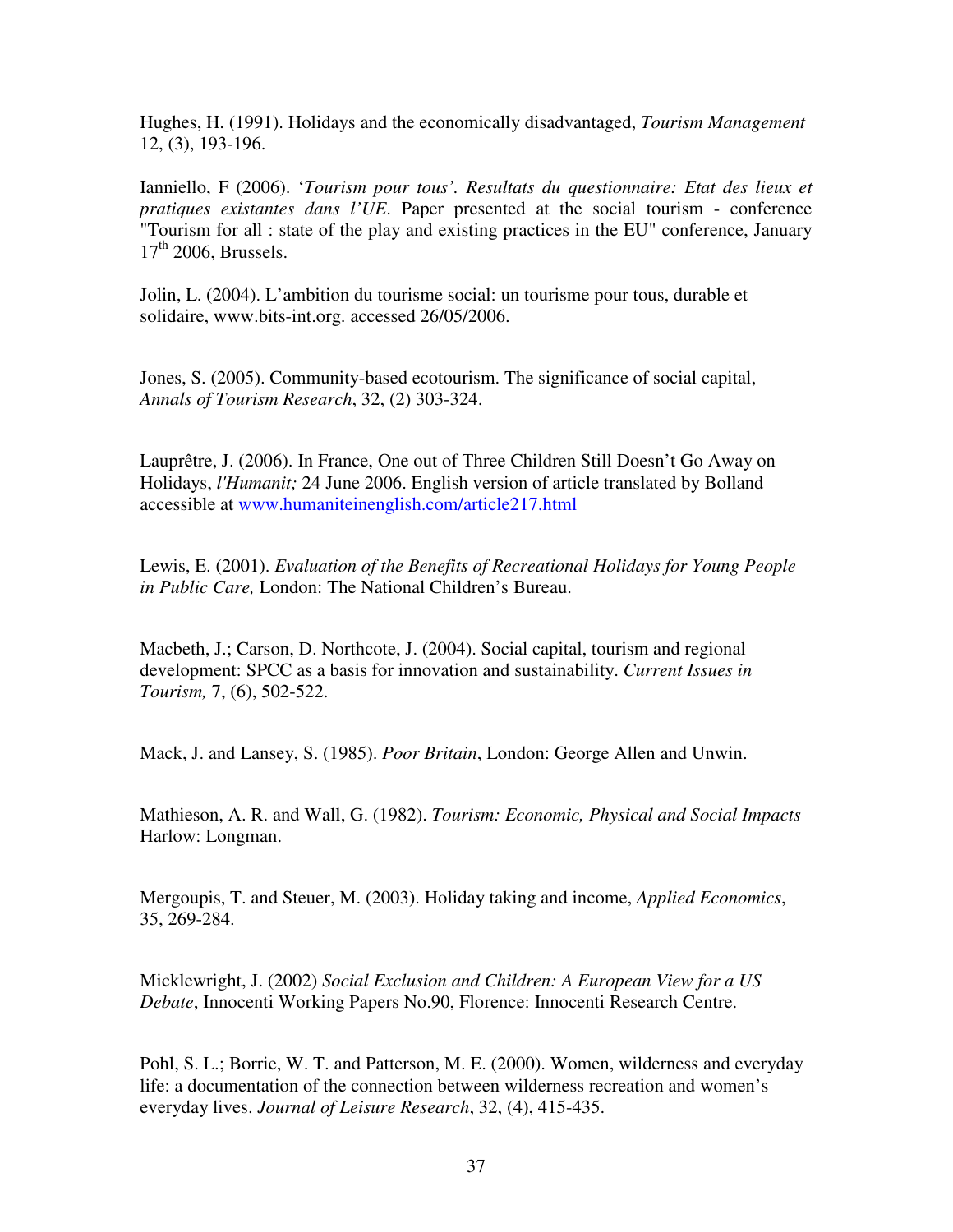Hughes, H. (1991). Holidays and the economically disadvantaged, *Tourism Management* 12, (3), 193-196.

Ianniello, F (2006). '*Tourism pour tous'. Resultats du questionnaire: Etat des lieux et pratiques existantes dans l'UE.* Paper presented at the social tourism - conference "Tourism for all : state of the play and existing practices in the EU" conference, January 17th 2006, Brussels.

Jolin, L. (2004). L'ambition du tourisme social: un tourisme pour tous, durable et solidaire, www.bits-int.org. accessed 26/05/2006.

Jones, S. (2005). Community-based ecotourism. The significance of social capital, *Annals of Tourism Research*, 32, (2) 303-324.

Lauprêtre, J. (2006). In France, One out of Three Children Still Doesn't Go Away on Holidays, *l'Humanit;* 24 June 2006. English version of article translated by Bolland accessible at www.humaniteinenglish.com/article217.html

Lewis, E. (2001). *Evaluation of the Benefits of Recreational Holidays for Young People in Public Care,* London: The National Children's Bureau.

Macbeth, J.; Carson, D. Northcote, J. (2004). Social capital, tourism and regional development: SPCC as a basis for innovation and sustainability. *Current Issues in Tourism,* 7, (6), 502-522.

Mack, J. and Lansey, S. (1985). *Poor Britain*, London: George Allen and Unwin.

Mathieson, A. R. and Wall, G. (1982). *Tourism: Economic, Physical and Social Impacts* Harlow: Longman.

Mergoupis, T. and Steuer, M. (2003). Holiday taking and income, *Applied Economics*, 35, 269-284.

Micklewright, J. (2002) *Social Exclusion and Children: A European View for a US Debate*, Innocenti Working Papers No.90, Florence: Innocenti Research Centre.

Pohl, S. L.; Borrie, W. T. and Patterson, M. E. (2000). Women, wilderness and everyday life: a documentation of the connection between wilderness recreation and women's everyday lives. *Journal of Leisure Research*, 32, (4), 415-435.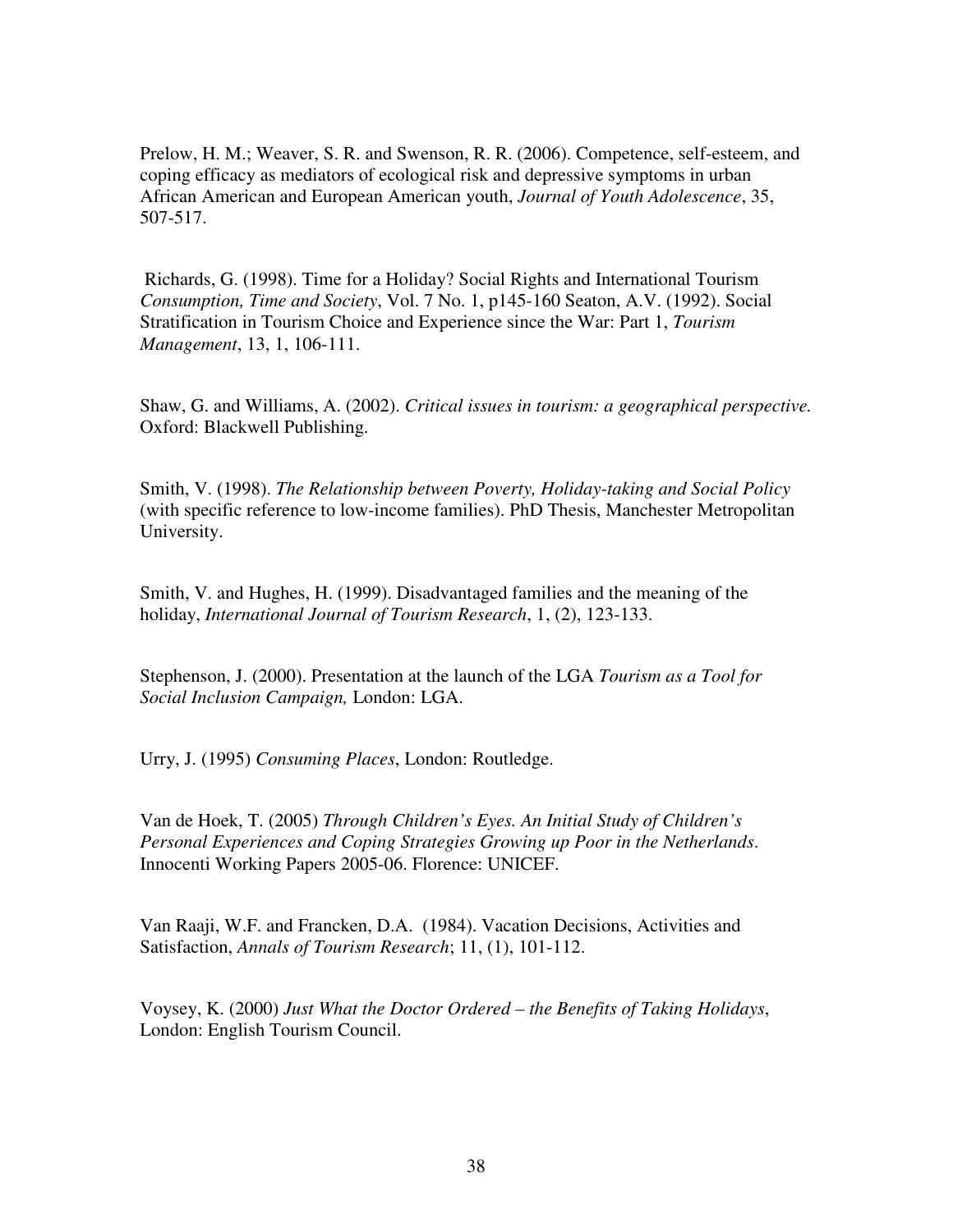Prelow, H. M.; Weaver, S. R. and Swenson, R. R. (2006). Competence, self-esteem, and coping efficacy as mediators of ecological risk and depressive symptoms in urban African American and European American youth, *Journal of Youth Adolescence*, 35, 507-517.

Richards, G. (1998). Time for a Holiday? Social Rights and International Tourism *Consumption, Time and Society*, Vol. 7 No. 1, p145-160 Seaton, A.V. (1992). Social Stratification in Tourism Choice and Experience since the War: Part 1, *Tourism Management*, 13, 1, 106-111.

Shaw, G. and Williams, A. (2002). *Critical issues in tourism: a geographical perspective.* Oxford: Blackwell Publishing.

Smith, V. (1998). *The Relationship between Poverty, Holiday-taking and Social Policy* (with specific reference to low-income families). PhD Thesis, Manchester Metropolitan University.

Smith, V. and Hughes, H. (1999). Disadvantaged families and the meaning of the holiday, *International Journal of Tourism Research*, 1, (2), 123-133.

Stephenson, J. (2000). Presentation at the launch of the LGA *Tourism as a Tool for Social Inclusion Campaign,* London: LGA.

Urry, J. (1995) *Consuming Places*, London: Routledge.

Van de Hoek, T. (2005) *Through Children's Eyes. An Initial Study of Children's Personal Experiences and Coping Strategies Growing up Poor in the Netherlands*. Innocenti Working Papers 2005-06. Florence: UNICEF.

Van Raaji, W.F. and Francken, D.A. (1984). Vacation Decisions, Activities and Satisfaction, *Annals of Tourism Research*; 11, (1), 101-112.

Voysey, K. (2000) *Just What the Doctor Ordered – the Benefits of Taking Holidays*, London: English Tourism Council.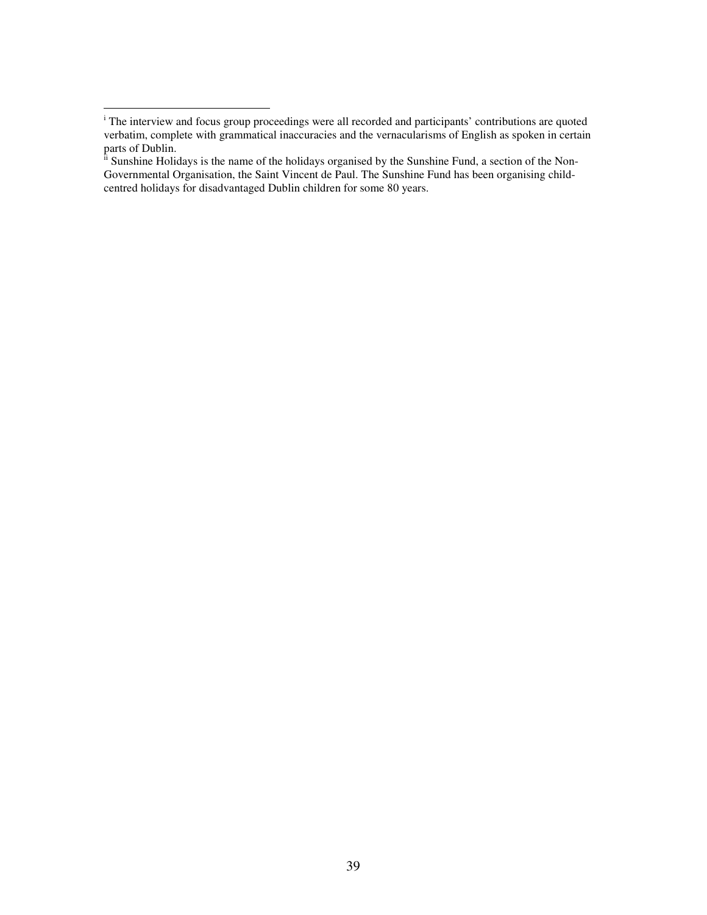[i] The interview and focus group proceedings were all recorded and participants' contributions are quoted verbatim, complete with grammatical inaccuracies and the vernacularisms of English as spoken in certain parts of Dublin.

[ii] Sunshine Holidays is the name of the holidays organised by the Sunshine Fund, a section of the Non-Governmental Organisation, the Saint Vincent de Paul. The Sunshine Fund has been organising child-centred holidays for disadvantaged Dublin children for some 80 years.